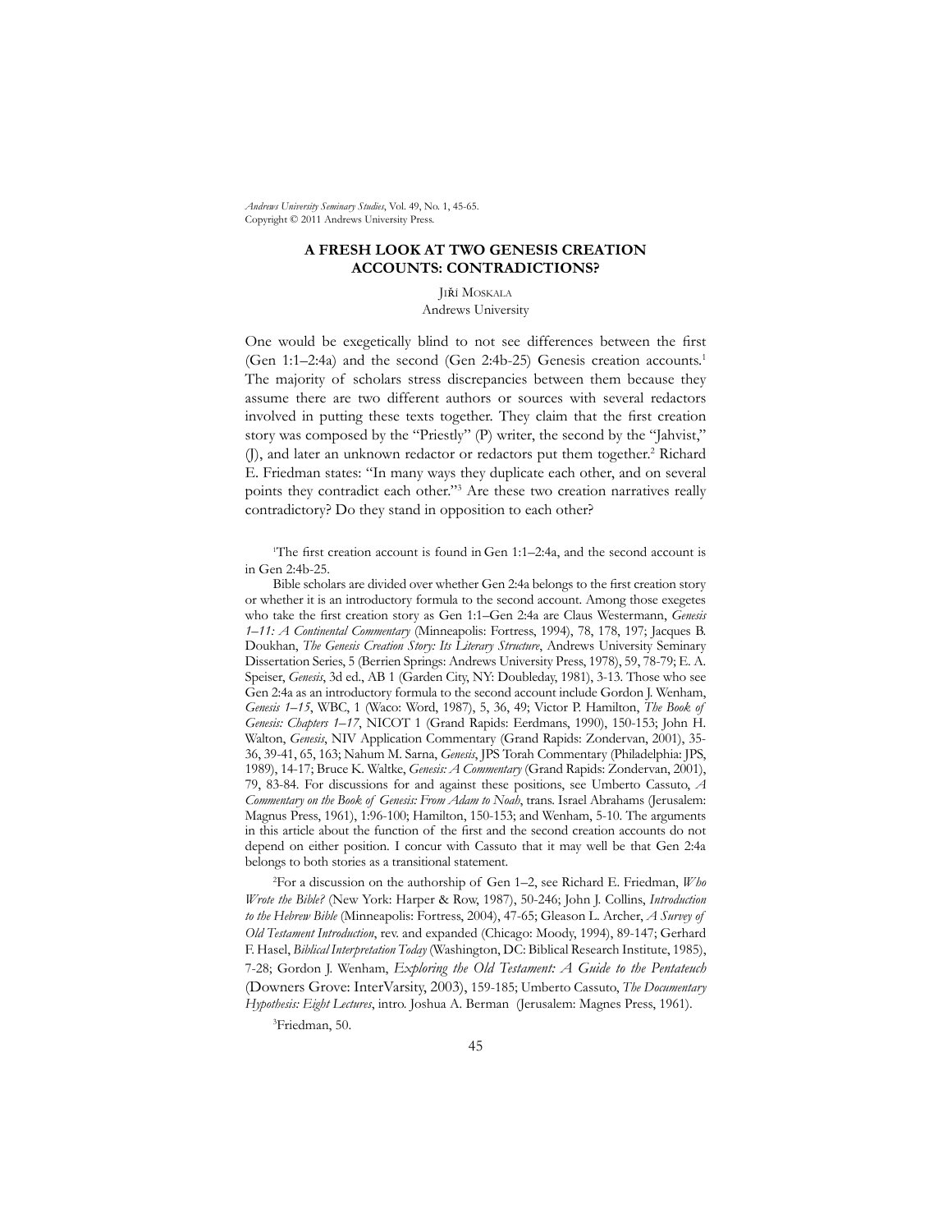# A FRESH LOOK AT TWO GENESIS CREATION ACCOUNTS: CONTRADICTIONS?

Jiří Moskala
Andrews University

One would be exegetically blind to not see differences between the first (Gen 1:1–2:4a) and the second (Gen 2:4b-25) Genesis creation accounts.[1] The majority of scholars stress discrepancies between them because they assume there are two different authors or sources with several redactors involved in putting these texts together. They claim that the first creation story was composed by the "Priestly" (P) writer, the second by the "Jahvist," (J), and later an unknown redactor or redactors put them together.[2] Richard E. Friedman states: "In many ways they duplicate each other, and on several points they contradict each other."[3] Are these two creation narratives really contradictory? Do they stand in opposition to each other?

[1]The first creation account is found in Gen 1:1–2:4a, and the second account is in Gen 2:4b-25.

Bible scholars are divided over whether Gen 2:4a belongs to the first creation story or whether it is an introductory formula to the second account. Among those exegetes who take the first creation story as Gen 1:1–Gen 2:4a are Claus Westermann, *Genesis 1–11: A Continental Commentary* (Minneapolis: Fortress, 1994), 78, 178, 197; Jacques B. Doukhan, *The Genesis Creation Story: Its Literary Structure*, Andrews University Seminary Dissertation Series, 5 (Berrien Springs: Andrews University Press, 1978), 59, 78-79; E. A. Speiser, *Genesis*, 3d ed., AB 1 (Garden City, NY: Doubleday, 1981), 3-13. Those who see Gen 2:4a as an introductory formula to the second account include Gordon J. Wenham, *Genesis 1–15*, WBC, 1 (Waco: Word, 1987), 5, 36, 49; Victor P. Hamilton, *The Book of Genesis: Chapters 1–17*, NICOT 1 (Grand Rapids: Eerdmans, 1990), 150-153; John H. Walton, *Genesis*, NIV Application Commentary (Grand Rapids: Zondervan, 2001), 35-36, 39-41, 65, 163; Nahum M. Sarna, *Genesis*, JPS Torah Commentary (Philadelphia: JPS, 1989), 14-17; Bruce K. Waltke, *Genesis: A Commentary* (Grand Rapids: Zondervan, 2001), 79, 83-84. For discussions for and against these positions, see Umberto Cassuto, *A Commentary on the Book of Genesis: From Adam to Noah*, trans. Israel Abrahams (Jerusalem: Magnus Press, 1961), 1:96-100; Hamilton, 150-153; and Wenham, 5-10. The arguments in this article about the function of the first and the second creation accounts do not depend on either position. I concur with Cassuto that it may well be that Gen 2:4a belongs to both stories as a transitional statement.

[2]For a discussion on the authorship of Gen 1–2, see Richard E. Friedman, *Who Wrote the Bible?* (New York: Harper & Row, 1987), 50-246; John J. Collins, *Introduction to the Hebrew Bible* (Minneapolis: Fortress, 2004), 47-65; Gleason L. Archer, *A Survey of Old Testament Introduction*, rev. and expanded (Chicago: Moody, 1994), 89-147; Gerhard F. Hasel, *Biblical Interpretation Today* (Washington, DC: Biblical Research Institute, 1985), 7-28; Gordon J. Wenham, *Exploring the Old Testament: A Guide to the Pentateuch* (Downers Grove: InterVarsity, 2003), 159-185; Umberto Cassuto, *The Documentary Hypothesis: Eight Lectures*, intro. Joshua A. Berman (Jerusalem: Magnes Press, 1961).

[3]Friedman, 50.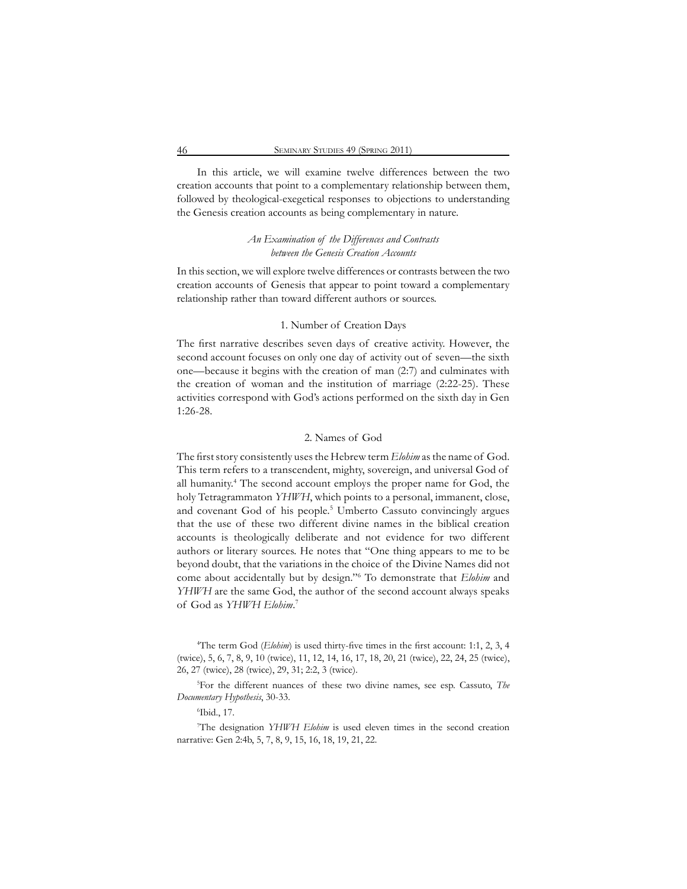In this article, we will examine twelve differences between the two creation accounts that point to a complementary relationship between them, followed by theological-exegetical responses to objections to understanding the Genesis creation accounts as being complementary in nature.

### *An Examination of the Differences and Contrasts between the Genesis Creation Accounts*

In this section, we will explore twelve differences or contrasts between the two creation accounts of Genesis that appear to point toward a complementary relationship rather than toward different authors or sources.

#### 1. Number of Creation Days

The first narrative describes seven days of creative activity. However, the second account focuses on only one day of activity out of seven—the sixth one—because it begins with the creation of man (2:7) and culminates with the creation of woman and the institution of marriage (2:22-25). These activities correspond with God's actions performed on the sixth day in Gen 1:26-28.

#### 2. Names of God

The first story consistently uses the Hebrew term *Elohim* as the name of God. This term refers to a transcendent, mighty, sovereign, and universal God of all humanity.[4] The second account employs the proper name for God, the holy Tetragrammaton *YHWH*, which points to a personal, immanent, close, and covenant God of his people.[5] Umberto Cassuto convincingly argues that the use of these two different divine names in the biblical creation accounts is theologically deliberate and not evidence for two different authors or literary sources. He notes that "One thing appears to me to be beyond doubt, that the variations in the choice of the Divine Names did not come about accidentally but by design."[6] To demonstrate that *Elohim* and *YHWH* are the same God, the author of the second account always speaks of God as *YHWH Elohim*.[7]

---

[4]The term God (*Elohim*) is used thirty-five times in the first account: 1:1, 2, 3, 4 (twice), 5, 6, 7, 8, 9, 10 (twice), 11, 12, 14, 16, 17, 18, 20, 21 (twice), 22, 24, 25 (twice), 26, 27 (twice), 28 (twice), 29, 31; 2:2, 3 (twice).

[5]For the different nuances of these two divine names, see esp. Cassuto, *The Documentary Hypothesis*, 30-33.

[6]Ibid., 17.

[7]The designation *YHWH Elohim* is used eleven times in the second creation narrative: Gen 2:4b, 5, 7, 8, 9, 15, 16, 18, 19, 21, 22.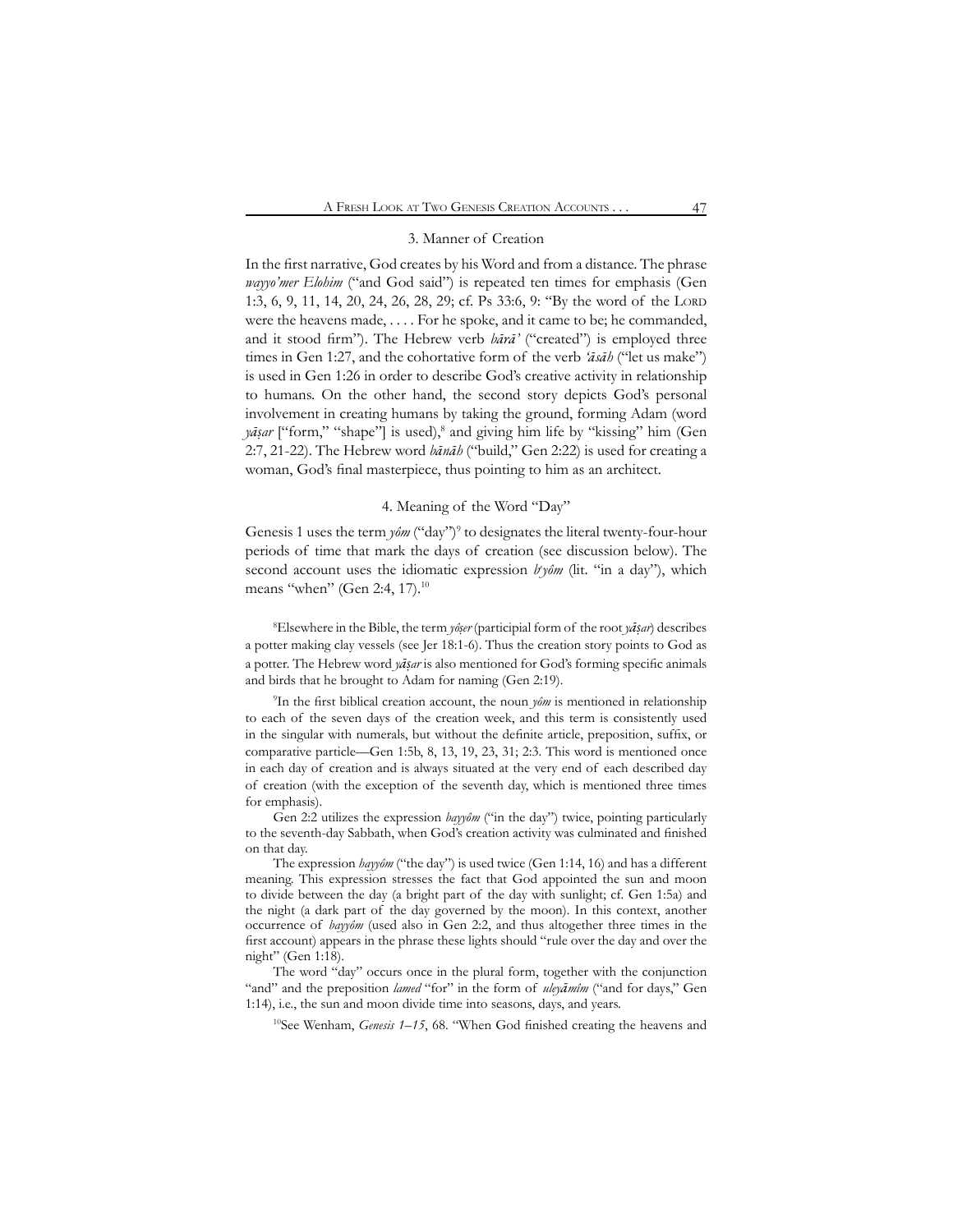### 3. Manner of Creation

In the first narrative, God creates by his Word and from a distance. The phrase *wayyo'mer Elohim* ("and God said") is repeated ten times for emphasis (Gen 1:3, 6, 9, 11, 14, 20, 24, 26, 28, 29; cf. Ps 33:6, 9: "By the word of the LORD were the heavens made, . . . . For he spoke, and it came to be; he commanded, and it stood firm"). The Hebrew verb *bārā'* ("created") is employed three times in Gen 1:27, and the cohortative form of the verb *'āsāh* ("let us make") is used in Gen 1:26 in order to describe God's creative activity in relationship to humans. On the other hand, the second story depicts God's personal involvement in creating humans by taking the ground, forming Adam (word *yāṣar* ["form," "shape"] is used),[8] and giving him life by "kissing" him (Gen 2:7, 21-22). The Hebrew word *bānāh* ("build," Gen 2:22) is used for creating a woman, God's final masterpiece, thus pointing to him as an architect.

### 4. Meaning of the Word "Day"

Genesis 1 uses the term *yôm* ("day")[9] to designates the literal twenty-four-hour periods of time that mark the days of creation (see discussion below). The second account uses the idiomatic expression *b*e*yôm* (lit. "in a day"), which means "when" (Gen 2:4, 17).[10]

[8]Elsewhere in the Bible, the term *yôṣer* (participial form of the root *yāṣar*) describes a potter making clay vessels (see Jer 18:1-6). Thus the creation story points to God as a potter. The Hebrew word *yāṣar* is also mentioned for God's forming specific animals and birds that he brought to Adam for naming (Gen 2:19).

[9]In the first biblical creation account, the noun *yôm* is mentioned in relationship to each of the seven days of the creation week, and this term is consistently used in the singular with numerals, but without the definite article, preposition, suffix, or comparative particle—Gen 1:5b, 8, 13, 19, 23, 31; 2:3. This word is mentioned once in each day of creation and is always situated at the very end of each described day of creation (with the exception of the seventh day, which is mentioned three times for emphasis).

Gen 2:2 utilizes the expression *bayyôm* ("in the day") twice, pointing particularly to the seventh-day Sabbath, when God's creation activity was culminated and finished on that day.

The expression *hayyôm* ("the day") is used twice (Gen 1:14, 16) and has a different meaning. This expression stresses the fact that God appointed the sun and moon to divide between the day (a bright part of the day with sunlight; cf. Gen 1:5a) and the night (a dark part of the day governed by the moon). In this context, another occurrence of *bayyôm* (used also in Gen 2:2, and thus altogether three times in the first account) appears in the phrase these lights should "rule over the day and over the night" (Gen 1:18).

The word "day" occurs once in the plural form, together with the conjunction "and" and the preposition *lamed* "for" in the form of *uleyāmîm* ("and for days," Gen 1:14), i.e., the sun and moon divide time into seasons, days, and years.

[10]See Wenham, *Genesis 1–15*, 68. "When God finished creating the heavens and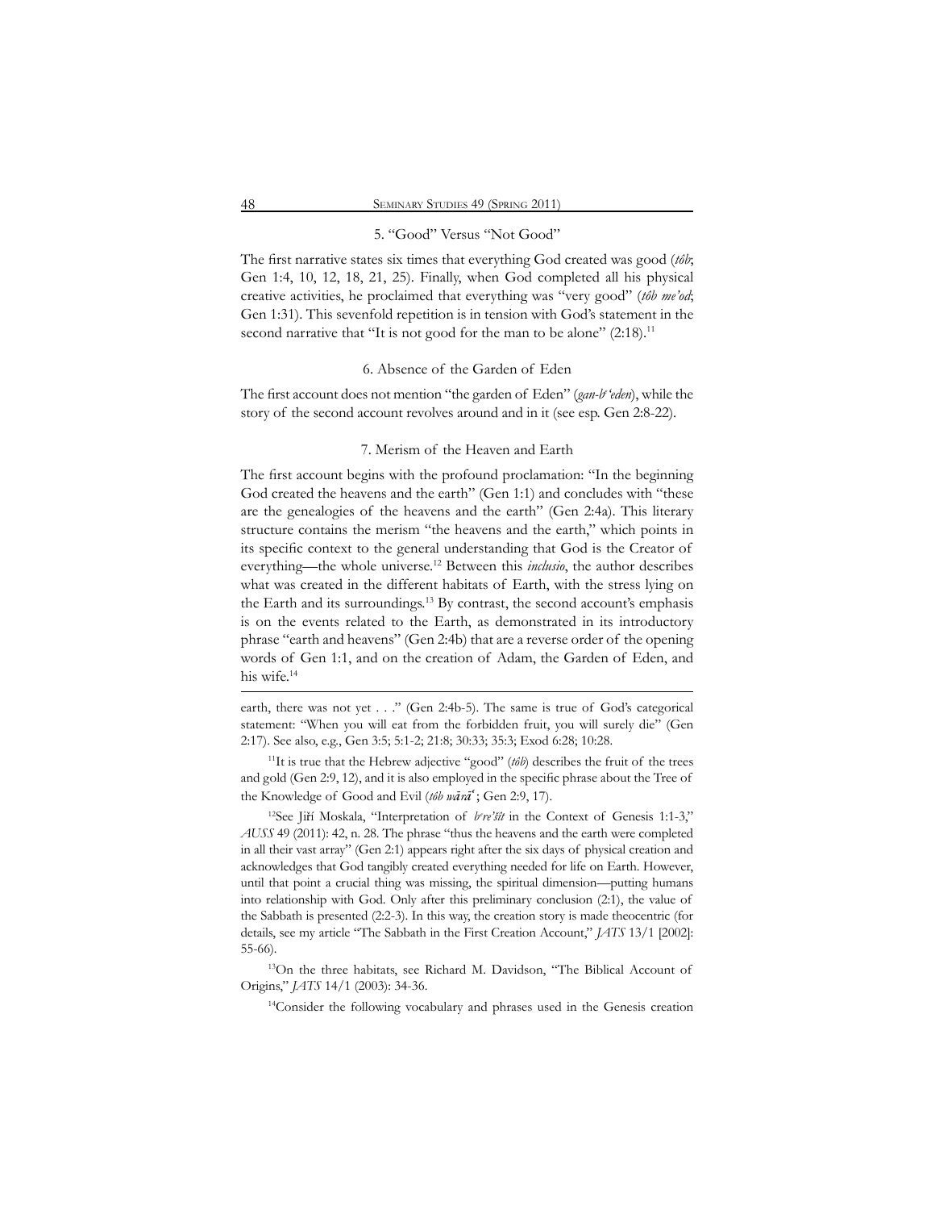### 5. "Good" Versus "Not Good"

The first narrative states six times that everything God created was good (*tôb*; Gen 1:4, 10, 12, 18, 21, 25). Finally, when God completed all his physical creative activities, he proclaimed that everything was "very good" (*tôb me'od*; Gen 1:31). This sevenfold repetition is in tension with God's statement in the second narrative that "It is not good for the man to be alone" (2:18).[11]

### 6. Absence of the Garden of Eden

The first account does not mention "the garden of Eden" (*gan-b*e*'eden*), while the story of the second account revolves around and in it (see esp. Gen 2:8-22).

### 7. Merism of the Heaven and Earth

The first account begins with the profound proclamation: "In the beginning God created the heavens and the earth" (Gen 1:1) and concludes with "these are the genealogies of the heavens and the earth" (Gen 2:4a). This literary structure contains the merism "the heavens and the earth," which points in its specific context to the general understanding that God is the Creator of everything—the whole universe.[12] Between this *inclusio*, the author describes what was created in the different habitats of Earth, with the stress lying on the Earth and its surroundings.[13] By contrast, the second account's emphasis is on the events related to the Earth, as demonstrated in its introductory phrase "earth and heavens" (Gen 2:4b) that are a reverse order of the opening words of Gen 1:1, and on the creation of Adam, the Garden of Eden, and his wife.[14]

---

earth, there was not yet . . ." (Gen 2:4b-5). The same is true of God's categorical statement: "When you will eat from the forbidden fruit, you will surely die" (Gen 2:17). See also, e.g., Gen 3:5; 5:1-2; 21:8; 30:33; 35:3; Exod 6:28; 10:28.

[11]It is true that the Hebrew adjective "good" (*tôb*) describes the fruit of the trees and gold (Gen 2:9, 12), and it is also employed in the specific phrase about the Tree of the Knowledge of Good and Evil (*tôb wārā'*; Gen 2:9, 17).

[12]See Jiří Moskala, "Interpretation of *b*e*re'šît* in the Context of Genesis 1:1-3," *AUSS* 49 (2011): 42, n. 28. The phrase "thus the heavens and the earth were completed in all their vast array" (Gen 2:1) appears right after the six days of physical creation and acknowledges that God tangibly created everything needed for life on Earth. However, until that point a crucial thing was missing, the spiritual dimension—putting humans into relationship with God. Only after this preliminary conclusion (2:1), the value of the Sabbath is presented (2:2-3). In this way, the creation story is made theocentric (for details, see my article "The Sabbath in the First Creation Account," *JATS* 13/1 [2002]: 55-66).

[13]On the three habitats, see Richard M. Davidson, "The Biblical Account of Origins," *JATS* 14/1 (2003): 34-36.

[14]Consider the following vocabulary and phrases used in the Genesis creation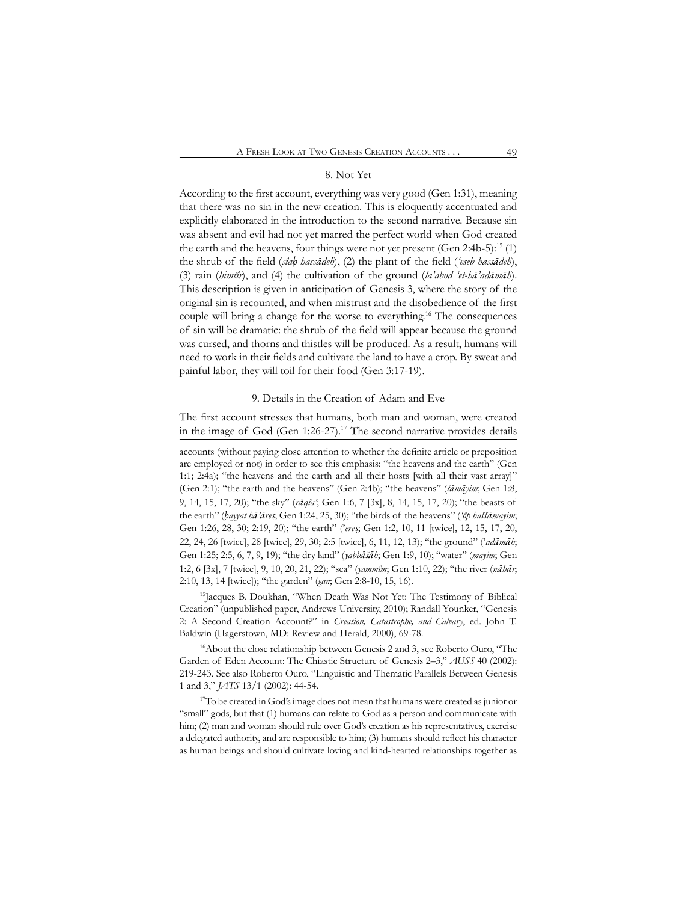## 8. Not Yet

According to the first account, everything was very good (Gen 1:31), meaning that there was no sin in the new creation. This is eloquently accentuated and explicitly elaborated in the introduction to the second narrative. Because sin was absent and evil had not yet marred the perfect world when God created the earth and the heavens, four things were not yet present (Gen 2:4b-5):[15] (1) the shrub of the field (*sîaḥ hassādeh*), (2) the plant of the field (*'eseb hassādeh*), (3) rain (*himṭîr*), and (4) the cultivation of the ground (*la'abod 'et-hā'adāmāh*). This description is given in anticipation of Genesis 3, where the story of the original sin is recounted, and when mistrust and the disobedience of the first couple will bring a change for the worse to everything.[16] The consequences of sin will be dramatic: the shrub of the field will appear because the ground was cursed, and thorns and thistles will be produced. As a result, humans will need to work in their fields and cultivate the land to have a crop. By sweat and painful labor, they will toil for their food (Gen 3:17-19).

## 9. Details in the Creation of Adam and Eve

The first account stresses that humans, both man and woman, were created in the image of God (Gen 1:26-27).[17] The second narrative provides details

---

accounts (without paying close attention to whether the definite article or preposition are employed or not) in order to see this emphasis: "the heavens and the earth" (Gen 1:1; 2:4a); "the heavens and the earth and all their hosts [with all their vast array]" (Gen 2:1); "the earth and the heavens" (Gen 2:4b); "the heavens" (*šāmāyim*; Gen 1:8, 9, 14, 15, 17, 20); "the sky" (*rāqîa'*; Gen 1:6, 7 [3x], 8, 14, 15, 17, 20); "the beasts of the earth" (*ḥayyat hā'āreṣ*; Gen 1:24, 25, 30); "the birds of the heavens" (*'ôp haššāmayim*; Gen 1:26, 28, 30; 2:19, 20); "the earth" (*'ereṣ*; Gen 1:2, 10, 11 [twice], 12, 15, 17, 20, 22, 24, 26 [twice], 28 [twice], 29, 30; 2:5 [twice], 6, 11, 12, 13); "the ground" (*'adāmāh*; Gen 1:25; 2:5, 6, 7, 9, 19); "the dry land" (*yabbāšāh*; Gen 1:9, 10); "water" (*mayim*; Gen 1:2, 6 [3x], 7 [twice], 9, 10, 20, 21, 22); "sea" (*yammîm*; Gen 1:10, 22); "the river (*nāhār*; 2:10, 13, 14 [twice]); "the garden" (*gan*; Gen 2:8-10, 15, 16).

[15] Jacques B. Doukhan, "When Death Was Not Yet: The Testimony of Biblical Creation" (unpublished paper, Andrews University, 2010); Randall Younker, "Genesis 2: A Second Creation Account?" in *Creation, Catastrophe, and Calvary*, ed. John T. Baldwin (Hagerstown, MD: Review and Herald, 2000), 69-78.

[16] About the close relationship between Genesis 2 and 3, see Roberto Ouro, "The Garden of Eden Account: The Chiastic Structure of Genesis 2–3," *AUSS* 40 (2002): 219-243. See also Roberto Ouro, "Linguistic and Thematic Parallels Between Genesis 1 and 3," *JATS* 13/1 (2002): 44-54.

[17] To be created in God's image does not mean that humans were created as junior or "small" gods, but that (1) humans can relate to God as a person and communicate with him; (2) man and woman should rule over God's creation as his representatives, exercise a delegated authority, and are responsible to him; (3) humans should reflect his character as human beings and should cultivate loving and kind-hearted relationships together as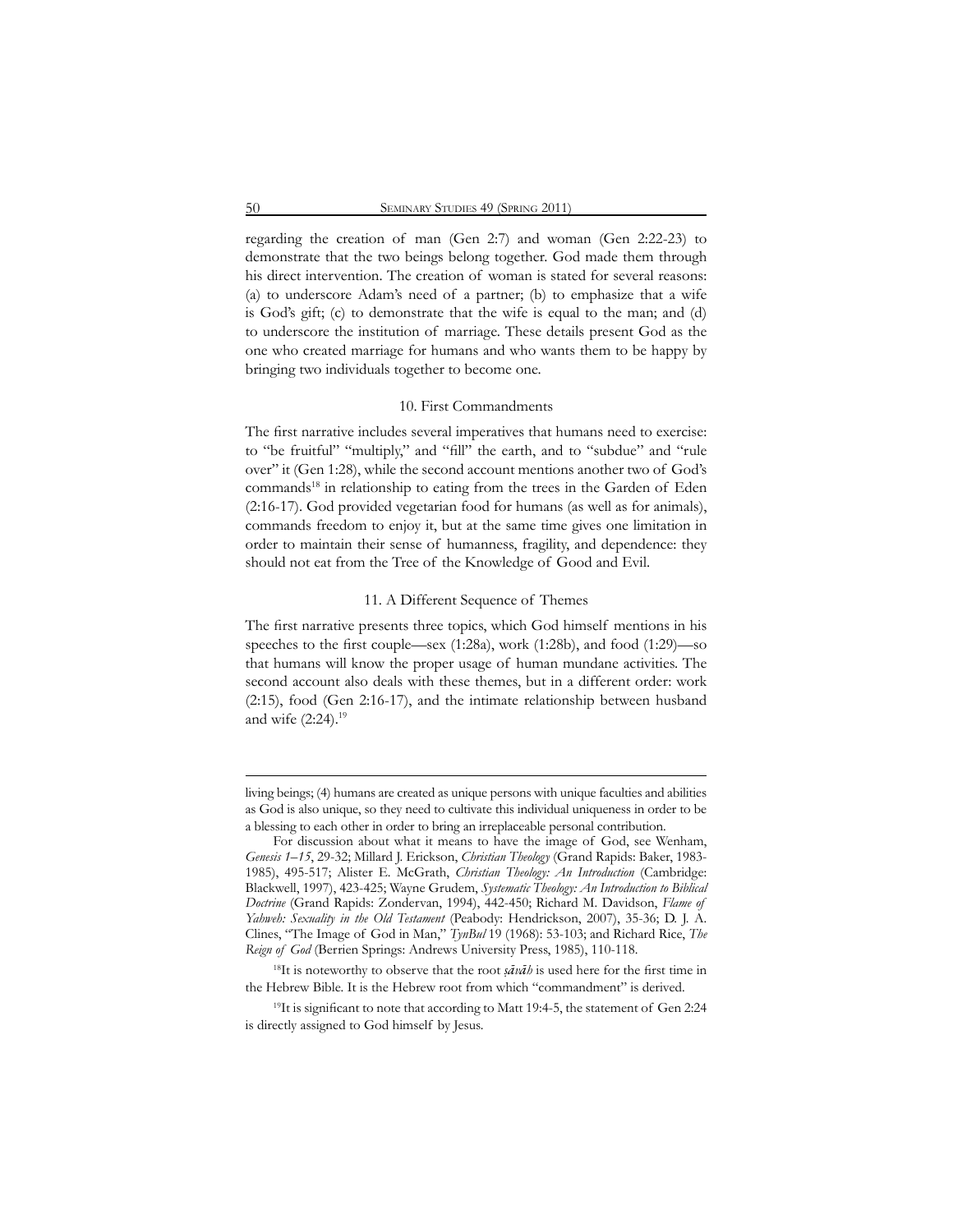regarding the creation of man (Gen 2:7) and woman (Gen 2:22-23) to demonstrate that the two beings belong together. God made them through his direct intervention. The creation of woman is stated for several reasons: (a) to underscore Adam's need of a partner; (b) to emphasize that a wife is God's gift; (c) to demonstrate that the wife is equal to the man; and (d) to underscore the institution of marriage. These details present God as the one who created marriage for humans and who wants them to be happy by bringing two individuals together to become one.

### 10. First Commandments

The first narrative includes several imperatives that humans need to exercise: to "be fruitful" "multiply," and "fill" the earth, and to "subdue" and "rule over" it (Gen 1:28), while the second account mentions another two of God's commands[18] in relationship to eating from the trees in the Garden of Eden (2:16-17). God provided vegetarian food for humans (as well as for animals), commands freedom to enjoy it, but at the same time gives one limitation in order to maintain their sense of humanness, fragility, and dependence: they should not eat from the Tree of the Knowledge of Good and Evil.

### 11. A Different Sequence of Themes

The first narrative presents three topics, which God himself mentions in his speeches to the first couple—sex (1:28a), work (1:28b), and food (1:29)—so that humans will know the proper usage of human mundane activities. The second account also deals with these themes, but in a different order: work (2:15), food (Gen 2:16-17), and the intimate relationship between husband and wife (2:24).[19]

---

living beings; (4) humans are created as unique persons with unique faculties and abilities as God is also unique, so they need to cultivate this individual uniqueness in order to be a blessing to each other in order to bring an irreplaceable personal contribution.

For discussion about what it means to have the image of God, see Wenham, *Genesis 1–15*, 29-32; Millard J. Erickson, *Christian Theology* (Grand Rapids: Baker, 1983-1985), 495-517; Alister E. McGrath, *Christian Theology: An Introduction* (Cambridge: Blackwell, 1997), 423-425; Wayne Grudem, *Systematic Theology: An Introduction to Biblical Doctrine* (Grand Rapids: Zondervan, 1994), 442-450; Richard M. Davidson, *Flame of Yahweh: Sexuality in the Old Testament* (Peabody: Hendrickson, 2007), 35-36; D. J. A. Clines, "The Image of God in Man," *TynBul* 19 (1968): 53-103; and Richard Rice, *The Reign of God* (Berrien Springs: Andrews University Press, 1985), 110-118.

[18]It is noteworthy to observe that the root *ṣāwāh* is used here for the first time in the Hebrew Bible. It is the Hebrew root from which "commandment" is derived.

[19]It is significant to note that according to Matt 19:4-5, the statement of Gen 2:24 is directly assigned to God himself by Jesus.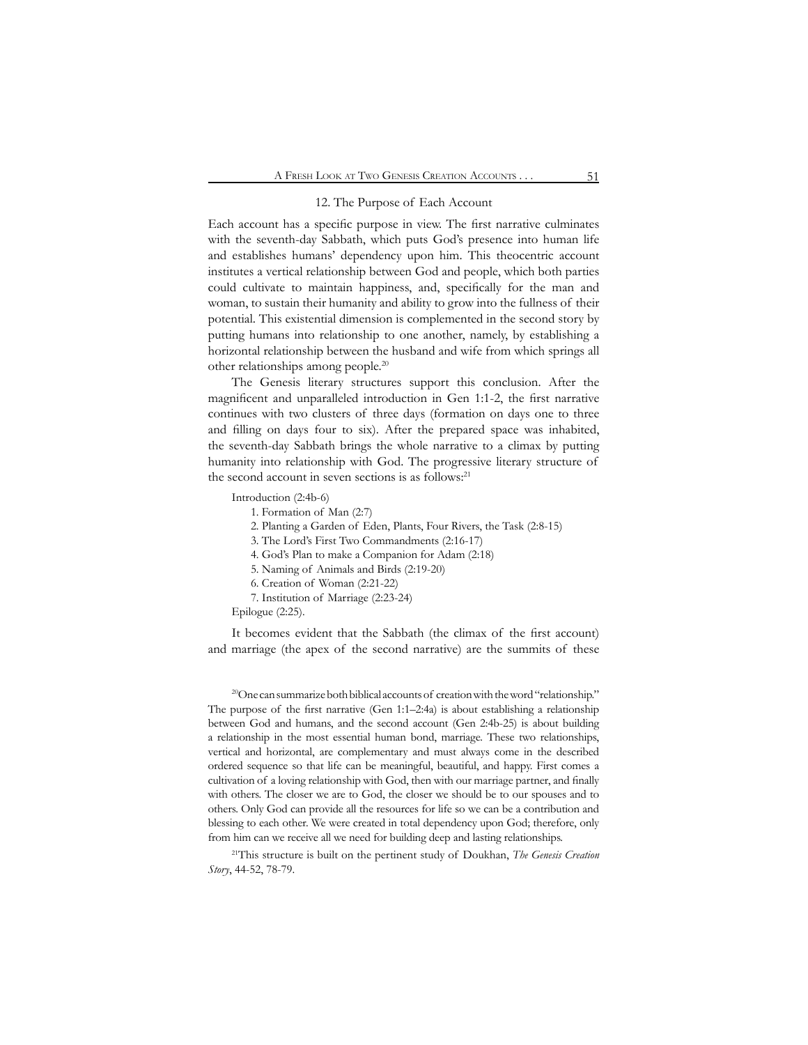### 12. The Purpose of Each Account

Each account has a specific purpose in view. The first narrative culminates with the seventh-day Sabbath, which puts God's presence into human life and establishes humans' dependency upon him. This theocentric account institutes a vertical relationship between God and people, which both parties could cultivate to maintain happiness, and, specifically for the man and woman, to sustain their humanity and ability to grow into the fullness of their potential. This existential dimension is complemented in the second story by putting humans into relationship to one another, namely, by establishing a horizontal relationship between the husband and wife from which springs all other relationships among people.[20]

The Genesis literary structures support this conclusion. After the magnificent and unparalleled introduction in Gen 1:1-2, the first narrative continues with two clusters of three days (formation on days one to three and filling on days four to six). After the prepared space was inhabited, the seventh-day Sabbath brings the whole narrative to a climax by putting humanity into relationship with God. The progressive literary structure of the second account in seven sections is as follows:[21]

Introduction (2:4b-6)

1. Formation of Man (2:7)
2. Planting a Garden of Eden, Plants, Four Rivers, the Task (2:8-15)
3. The Lord's First Two Commandments (2:16-17)
4. God's Plan to make a Companion for Adam (2:18)
5. Naming of Animals and Birds (2:19-20)
6. Creation of Woman (2:21-22)
7. Institution of Marriage (2:23-24)

Epilogue (2:25).

It becomes evident that the Sabbath (the climax of the first account) and marriage (the apex of the second narrative) are the summits of these

---

[20]One can summarize both biblical accounts of creation with the word "relationship." The purpose of the first narrative (Gen 1:1–2:4a) is about establishing a relationship between God and humans, and the second account (Gen 2:4b-25) is about building a relationship in the most essential human bond, marriage. These two relationships, vertical and horizontal, are complementary and must always come in the described ordered sequence so that life can be meaningful, beautiful, and happy. First comes a cultivation of a loving relationship with God, then with our marriage partner, and finally with others. The closer we are to God, the closer we should be to our spouses and to others. Only God can provide all the resources for life so we can be a contribution and blessing to each other. We were created in total dependency upon God; therefore, only from him can we receive all we need for building deep and lasting relationships.

[21]This structure is built on the pertinent study of Doukhan, *The Genesis Creation Story*, 44-52, 78-79.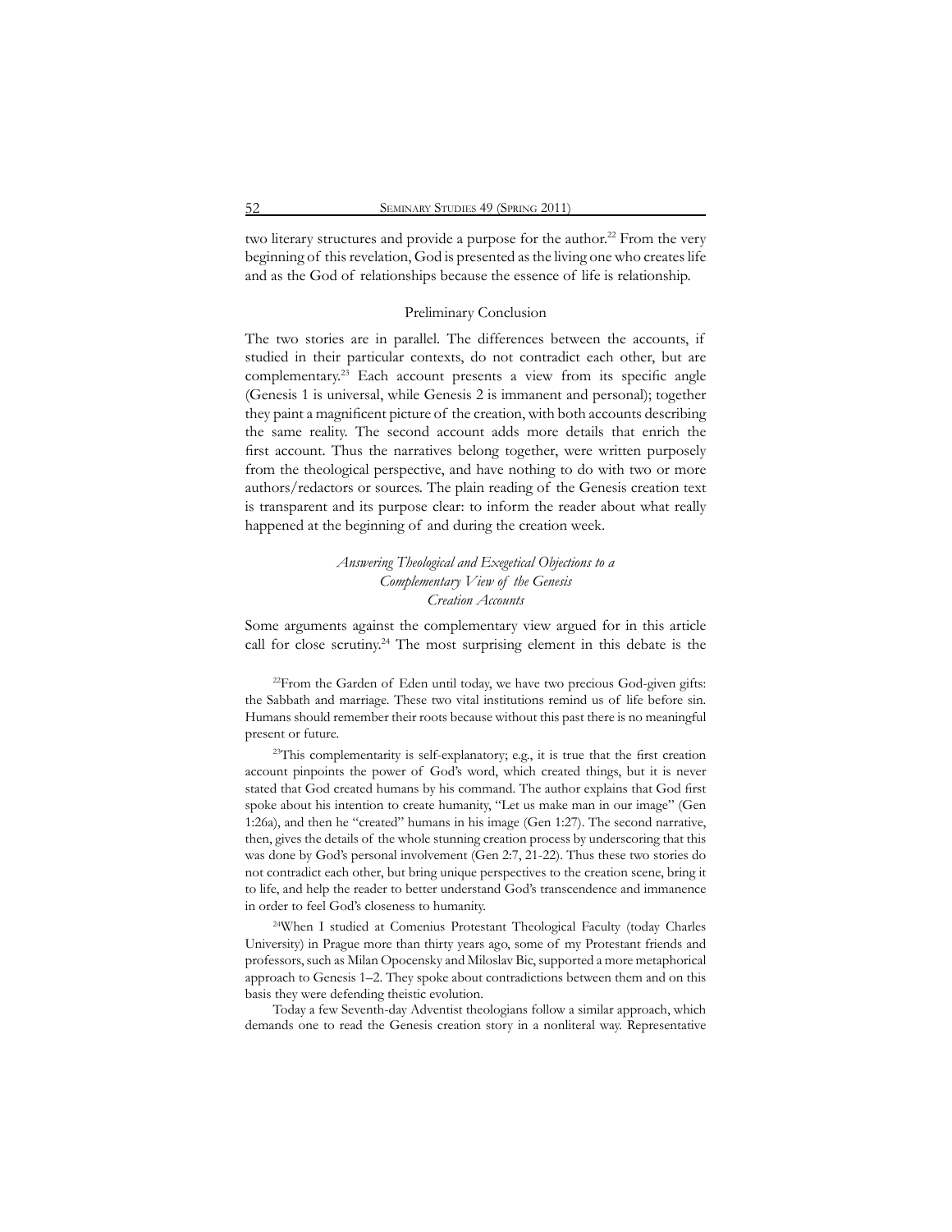two literary structures and provide a purpose for the author.[22] From the very beginning of this revelation, God is presented as the living one who creates life and as the God of relationships because the essence of life is relationship.

## Preliminary Conclusion

The two stories are in parallel. The differences between the accounts, if studied in their particular contexts, do not contradict each other, but are complementary.[23] Each account presents a view from its specific angle (Genesis 1 is universal, while Genesis 2 is immanent and personal); together they paint a magnificent picture of the creation, with both accounts describing the same reality. The second account adds more details that enrich the first account. Thus the narratives belong together, were written purposely from the theological perspective, and have nothing to do with two or more authors/redactors or sources. The plain reading of the Genesis creation text is transparent and its purpose clear: to inform the reader about what really happened at the beginning of and during the creation week.

### *Answering Theological and Exegetical Objections to a Complementary View of the Genesis Creation Accounts*

Some arguments against the complementary view argued for in this article call for close scrutiny.[24] The most surprising element in this debate is the

[22]From the Garden of Eden until today, we have two precious God-given gifts: the Sabbath and marriage. These two vital institutions remind us of life before sin. Humans should remember their roots because without this past there is no meaningful present or future.

[23]This complementarity is self-explanatory; e.g., it is true that the first creation account pinpoints the power of God's word, which created things, but it is never stated that God created humans by his command. The author explains that God first spoke about his intention to create humanity, "Let us make man in our image" (Gen 1:26a), and then he "created" humans in his image (Gen 1:27). The second narrative, then, gives the details of the whole stunning creation process by underscoring that this was done by God's personal involvement (Gen 2:7, 21-22). Thus these two stories do not contradict each other, but bring unique perspectives to the creation scene, bring it to life, and help the reader to better understand God's transcendence and immanence in order to feel God's closeness to humanity.

[24]When I studied at Comenius Protestant Theological Faculty (today Charles University) in Prague more than thirty years ago, some of my Protestant friends and professors, such as Milan Opocensky and Miloslav Bic, supported a more metaphorical approach to Genesis 1–2. They spoke about contradictions between them and on this basis they were defending theistic evolution.

Today a few Seventh-day Adventist theologians follow a similar approach, which demands one to read the Genesis creation story in a nonliteral way. Representative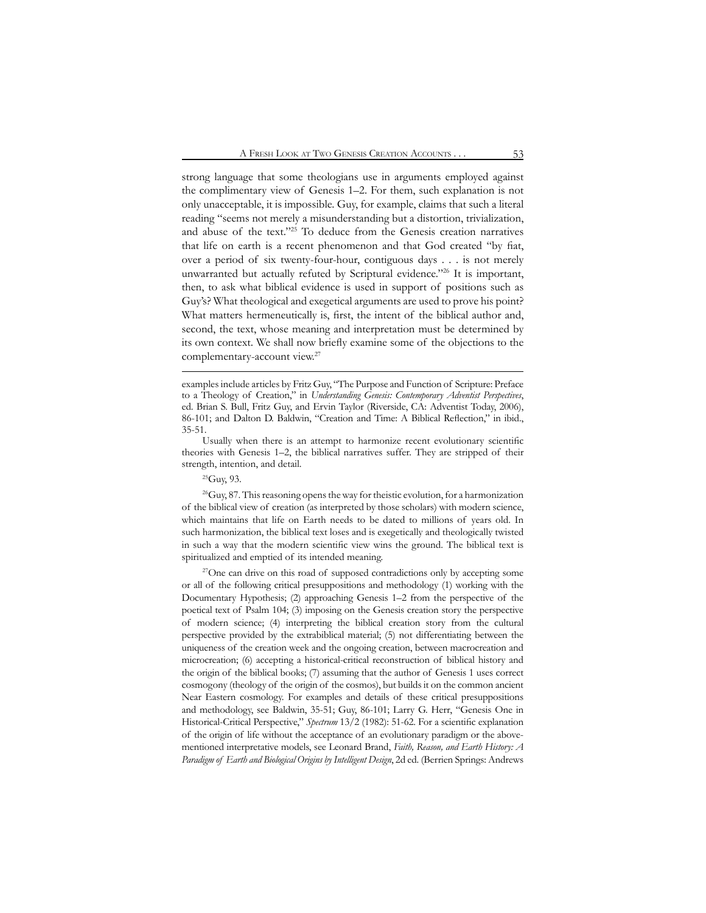strong language that some theologians use in arguments employed against the complimentary view of Genesis 1–2. For them, such explanation is not only unacceptable, it is impossible. Guy, for example, claims that such a literal reading "seems not merely a misunderstanding but a distortion, trivialization, and abuse of the text."[25] To deduce from the Genesis creation narratives that life on earth is a recent phenomenon and that God created "by fiat, over a period of six twenty-four-hour, contiguous days . . . is not merely unwarranted but actually refuted by Scriptural evidence."[26] It is important, then, to ask what biblical evidence is used in support of positions such as Guy's? What theological and exegetical arguments are used to prove his point? What matters hermeneutically is, first, the intent of the biblical author and, second, the text, whose meaning and interpretation must be determined by its own context. We shall now briefly examine some of the objections to the complementary-account view.[27]

---

examples include articles by Fritz Guy, "The Purpose and Function of Scripture: Preface to a Theology of Creation," in *Understanding Genesis: Contemporary Adventist Perspectives*, ed. Brian S. Bull, Fritz Guy, and Ervin Taylor (Riverside, CA: Adventist Today, 2006), 86-101; and Dalton D. Baldwin, "Creation and Time: A Biblical Reflection," in ibid., 35-51.

Usually when there is an attempt to harmonize recent evolutionary scientific theories with Genesis 1–2, the biblical narratives suffer. They are stripped of their strength, intention, and detail.

[25]Guy, 93.

[26]Guy, 87. This reasoning opens the way for theistic evolution, for a harmonization of the biblical view of creation (as interpreted by those scholars) with modern science, which maintains that life on Earth needs to be dated to millions of years old. In such harmonization, the biblical text loses and is exegetically and theologically twisted in such a way that the modern scientific view wins the ground. The biblical text is spiritualized and emptied of its intended meaning.

[27]One can drive on this road of supposed contradictions only by accepting some or all of the following critical presuppositions and methodology (1) working with the Documentary Hypothesis; (2) approaching Genesis 1–2 from the perspective of the poetical text of Psalm 104; (3) imposing on the Genesis creation story the perspective of modern science; (4) interpreting the biblical creation story from the cultural perspective provided by the extrabiblical material; (5) not differentiating between the uniqueness of the creation week and the ongoing creation, between macrocreation and microcreation; (6) accepting a historical-critical reconstruction of biblical history and the origin of the biblical books; (7) assuming that the author of Genesis 1 uses correct cosmogony (theology of the origin of the cosmos), but builds it on the common ancient Near Eastern cosmology. For examples and details of these critical presuppositions and methodology, see Baldwin, 35-51; Guy, 86-101; Larry G. Herr, "Genesis One in Historical-Critical Perspective," *Spectrum* 13/2 (1982): 51-62. For a scientific explanation of the origin of life without the acceptance of an evolutionary paradigm or the above-mentioned interpretative models, see Leonard Brand, *Faith, Reason, and Earth History: A Paradigm of Earth and Biological Origins by Intelligent Design*, 2d ed. (Berrien Springs: Andrews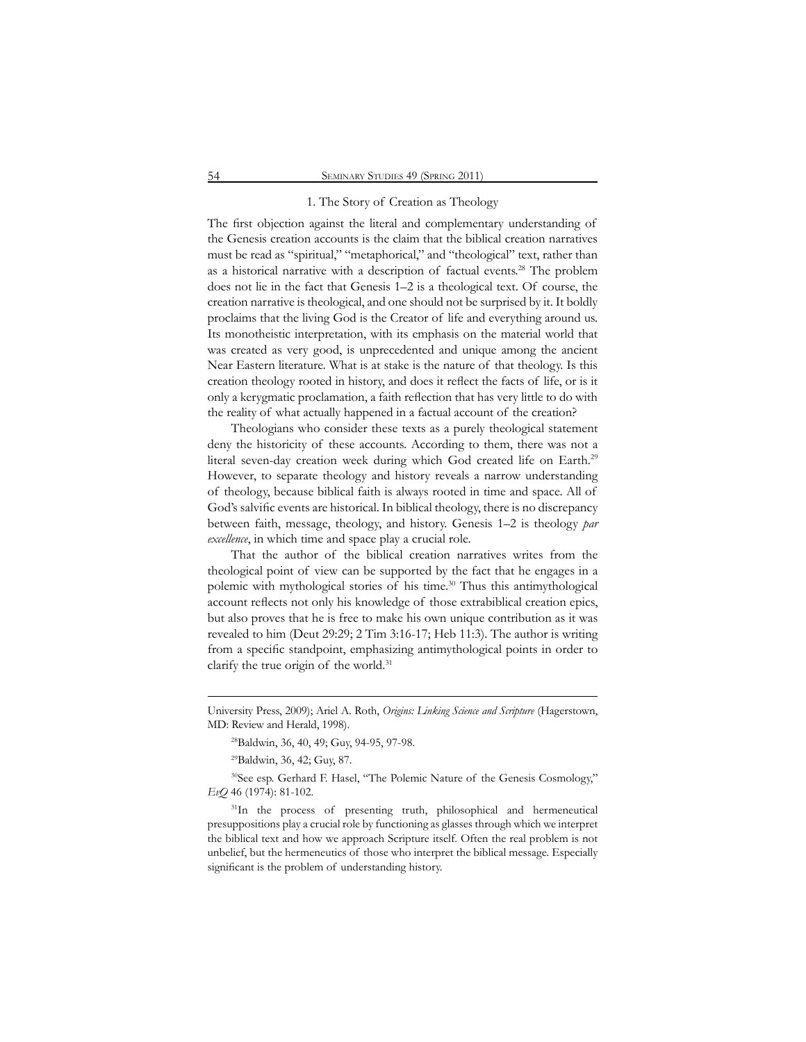### 1. The Story of Creation as Theology

The first objection against the literal and complementary understanding of the Genesis creation accounts is the claim that the biblical creation narratives must be read as "spiritual," "metaphorical," and "theological" text, rather than as a historical narrative with a description of factual events.[28] The problem does not lie in the fact that Genesis 1–2 is a theological text. Of course, the creation narrative is theological, and one should not be surprised by it. It boldly proclaims that the living God is the Creator of life and everything around us. Its monotheistic interpretation, with its emphasis on the material world that was created as very good, is unprecedented and unique among the ancient Near Eastern literature. What is at stake is the nature of that theology. Is this creation theology rooted in history, and does it reflect the facts of life, or is it only a kerygmatic proclamation, a faith reflection that has very little to do with the reality of what actually happened in a factual account of the creation?

Theologians who consider these texts as a purely theological statement deny the historicity of these accounts. According to them, there was not a literal seven-day creation week during which God created life on Earth.[29] However, to separate theology and history reveals a narrow understanding of theology, because biblical faith is always rooted in time and space. All of God's salvific events are historical. In biblical theology, there is no discrepancy between faith, message, theology, and history. Genesis 1–2 is theology *par excellence*, in which time and space play a crucial role.

That the author of the biblical creation narratives writes from the theological point of view can be supported by the fact that he engages in a polemic with mythological stories of his time.[30] Thus this antimythological account reflects not only his knowledge of those extrabiblical creation epics, but also proves that he is free to make his own unique contribution as it was revealed to him (Deut 29:29; 2 Tim 3:16-17; Heb 11:3). The author is writing from a specific standpoint, emphasizing antimythological points in order to clarify the true origin of the world.[31]

---

University Press, 2009); Ariel A. Roth, *Origins: Linking Science and Scripture* (Hagerstown, MD: Review and Herald, 1998).

[28]Baldwin, 36, 40, 49; Guy, 94-95, 97-98.

[29]Baldwin, 36, 42; Guy, 87.

[30]See esp. Gerhard F. Hasel, "The Polemic Nature of the Genesis Cosmology," *EvQ* 46 (1974): 81-102.

[31]In the process of presenting truth, philosophical and hermeneutical presuppositions play a crucial role by functioning as glasses through which we interpret the biblical text and how we approach Scripture itself. Often the real problem is not unbelief, but the hermeneutics of those who interpret the biblical message. Especially significant is the problem of understanding history.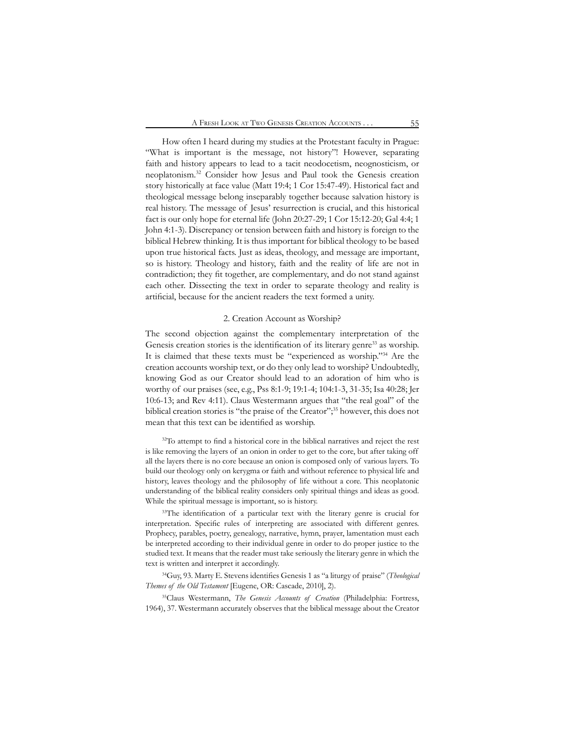How often I heard during my studies at the Protestant faculty in Prague: "What is important is the message, not history"! However, separating faith and history appears to lead to a tacit neodocetism, neognosticism, or neoplatonism.[32] Consider how Jesus and Paul took the Genesis creation story historically at face value (Matt 19:4; 1 Cor 15:47-49). Historical fact and theological message belong inseparably together because salvation history is real history. The message of Jesus' resurrection is crucial, and this historical fact is our only hope for eternal life (John 20:27-29; 1 Cor 15:12-20; Gal 4:4; 1 John 4:1-3). Discrepancy or tension between faith and history is foreign to the biblical Hebrew thinking. It is thus important for biblical theology to be based upon true historical facts. Just as ideas, theology, and message are important, so is history. Theology and history, faith and the reality of life are not in contradiction; they fit together, are complementary, and do not stand against each other. Dissecting the text in order to separate theology and reality is artificial, because for the ancient readers the text formed a unity.

### 2. Creation Account as Worship?

The second objection against the complementary interpretation of the Genesis creation stories is the identification of its literary genre[33] as worship. It is claimed that these texts must be "experienced as worship."[34] Are the creation accounts worship text, or do they only lead to worship? Undoubtedly, knowing God as our Creator should lead to an adoration of him who is worthy of our praises (see, e.g., Pss 8:1-9; 19:1-4; 104:1-3, 31-35; Isa 40:28; Jer 10:6-13; and Rev 4:11). Claus Westermann argues that "the real goal" of the biblical creation stories is "the praise of the Creator";[35] however, this does not mean that this text can be identified as worship.

[32]To attempt to find a historical core in the biblical narratives and reject the rest is like removing the layers of an onion in order to get to the core, but after taking off all the layers there is no core because an onion is composed only of various layers. To build our theology only on kerygma or faith and without reference to physical life and history, leaves theology and the philosophy of life without a core. This neoplatonic understanding of the biblical reality considers only spiritual things and ideas as good. While the spiritual message is important, so is history.

[33]The identification of a particular text with the literary genre is crucial for interpretation. Specific rules of interpreting are associated with different genres. Prophecy, parables, poetry, genealogy, narrative, hymn, prayer, lamentation must each be interpreted according to their individual genre in order to do proper justice to the studied text. It means that the reader must take seriously the literary genre in which the text is written and interpret it accordingly.

[34]Guy, 93. Marty E. Stevens identifies Genesis 1 as "a liturgy of praise" (*Theological Themes of the Old Testament* [Eugene, OR: Cascade, 2010], 2).

[35]Claus Westermann, *The Genesis Accounts of Creation* (Philadelphia: Fortress, 1964), 37. Westermann accurately observes that the biblical message about the Creator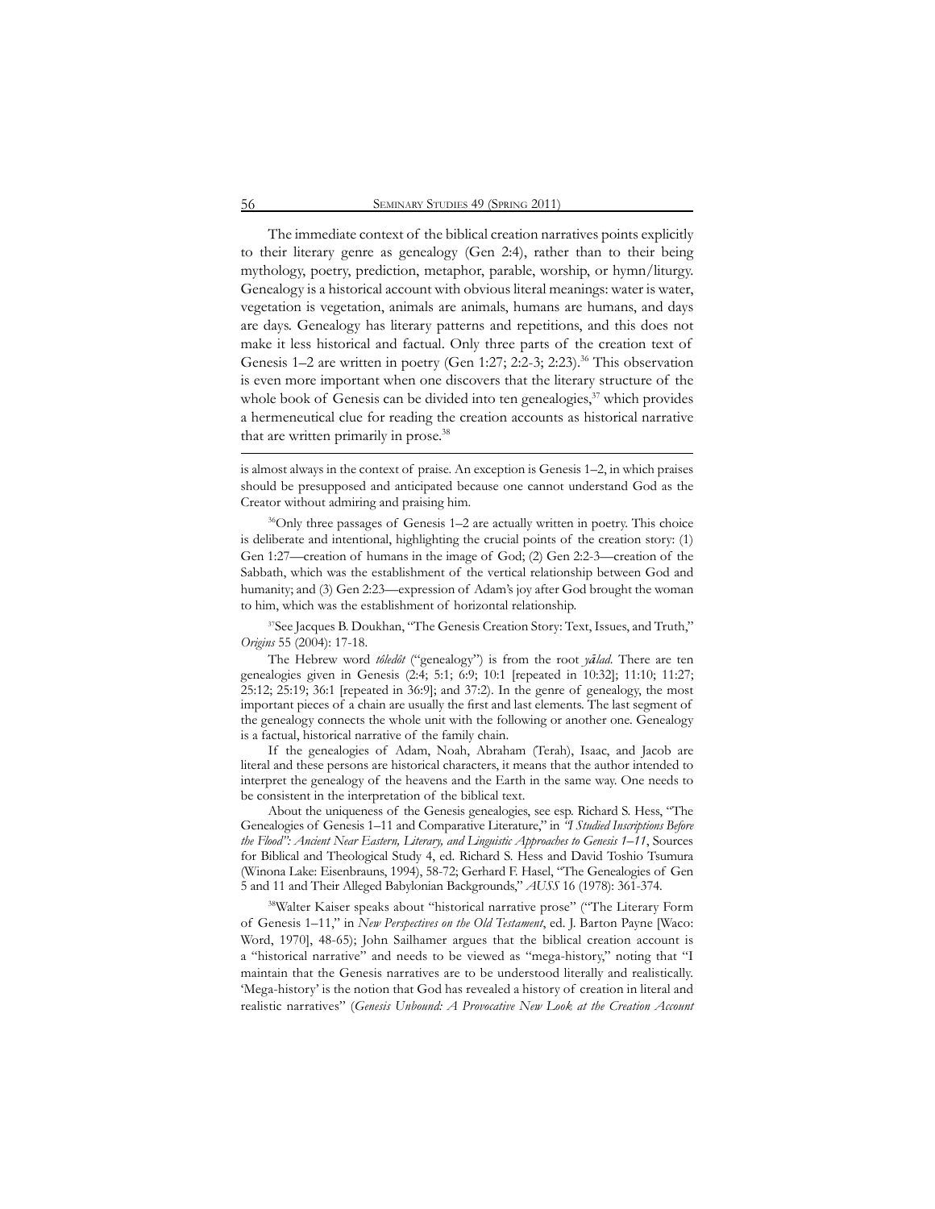The immediate context of the biblical creation narratives points explicitly to their literary genre as genealogy (Gen 2:4), rather than to their being mythology, poetry, prediction, metaphor, parable, worship, or hymn/liturgy. Genealogy is a historical account with obvious literal meanings: water is water, vegetation is vegetation, animals are animals, humans are humans, and days are days. Genealogy has literary patterns and repetitions, and this does not make it less historical and factual. Only three parts of the creation text of Genesis 1–2 are written in poetry (Gen 1:27; 2:2-3; 2:23).[36] This observation is even more important when one discovers that the literary structure of the whole book of Genesis can be divided into ten genealogies,[37] which provides a hermeneutical clue for reading the creation accounts as historical narrative that are written primarily in prose.[38]

---

is almost always in the context of praise. An exception is Genesis 1–2, in which praises should be presupposed and anticipated because one cannot understand God as the Creator without admiring and praising him.

[36]Only three passages of Genesis 1–2 are actually written in poetry. This choice is deliberate and intentional, highlighting the crucial points of the creation story: (1) Gen 1:27—creation of humans in the image of God; (2) Gen 2:2-3—creation of the Sabbath, which was the establishment of the vertical relationship between God and humanity; and (3) Gen 2:23—expression of Adam's joy after God brought the woman to him, which was the establishment of horizontal relationship.

[37]See Jacques B. Doukhan, "The Genesis Creation Story: Text, Issues, and Truth," *Origins* 55 (2004): 17-18.

The Hebrew word *tôledôt* ("genealogy") is from the root *yālad*. There are ten genealogies given in Genesis (2:4; 5:1; 6:9; 10:1 [repeated in 10:32]; 11:10; 11:27; 25:12; 25:19; 36:1 [repeated in 36:9]; and 37:2). In the genre of genealogy, the most important pieces of a chain are usually the first and last elements. The last segment of the genealogy connects the whole unit with the following or another one. Genealogy is a factual, historical narrative of the family chain.

If the genealogies of Adam, Noah, Abraham (Terah), Isaac, and Jacob are literal and these persons are historical characters, it means that the author intended to interpret the genealogy of the heavens and the Earth in the same way. One needs to be consistent in the interpretation of the biblical text.

About the uniqueness of the Genesis genealogies, see esp. Richard S. Hess, "The Genealogies of Genesis 1–11 and Comparative Literature," in *"I Studied Inscriptions Before the Flood": Ancient Near Eastern, Literary, and Linguistic Approaches to Genesis 1–11*, Sources for Biblical and Theological Study 4, ed. Richard S. Hess and David Toshio Tsumura (Winona Lake: Eisenbrauns, 1994), 58-72; Gerhard F. Hasel, "The Genealogies of Gen 5 and 11 and Their Alleged Babylonian Backgrounds," *AUSS* 16 (1978): 361-374.

[38]Walter Kaiser speaks about "historical narrative prose" ("The Literary Form of Genesis 1–11," in *New Perspectives on the Old Testament*, ed. J. Barton Payne [Waco: Word, 1970], 48-65); John Sailhamer argues that the biblical creation account is a "historical narrative" and needs to be viewed as "mega-history," noting that "I maintain that the Genesis narratives are to be understood literally and realistically. 'Mega-history' is the notion that God has revealed a history of creation in literal and realistic narratives" (*Genesis Unbound: A Provocative New Look at the Creation Account*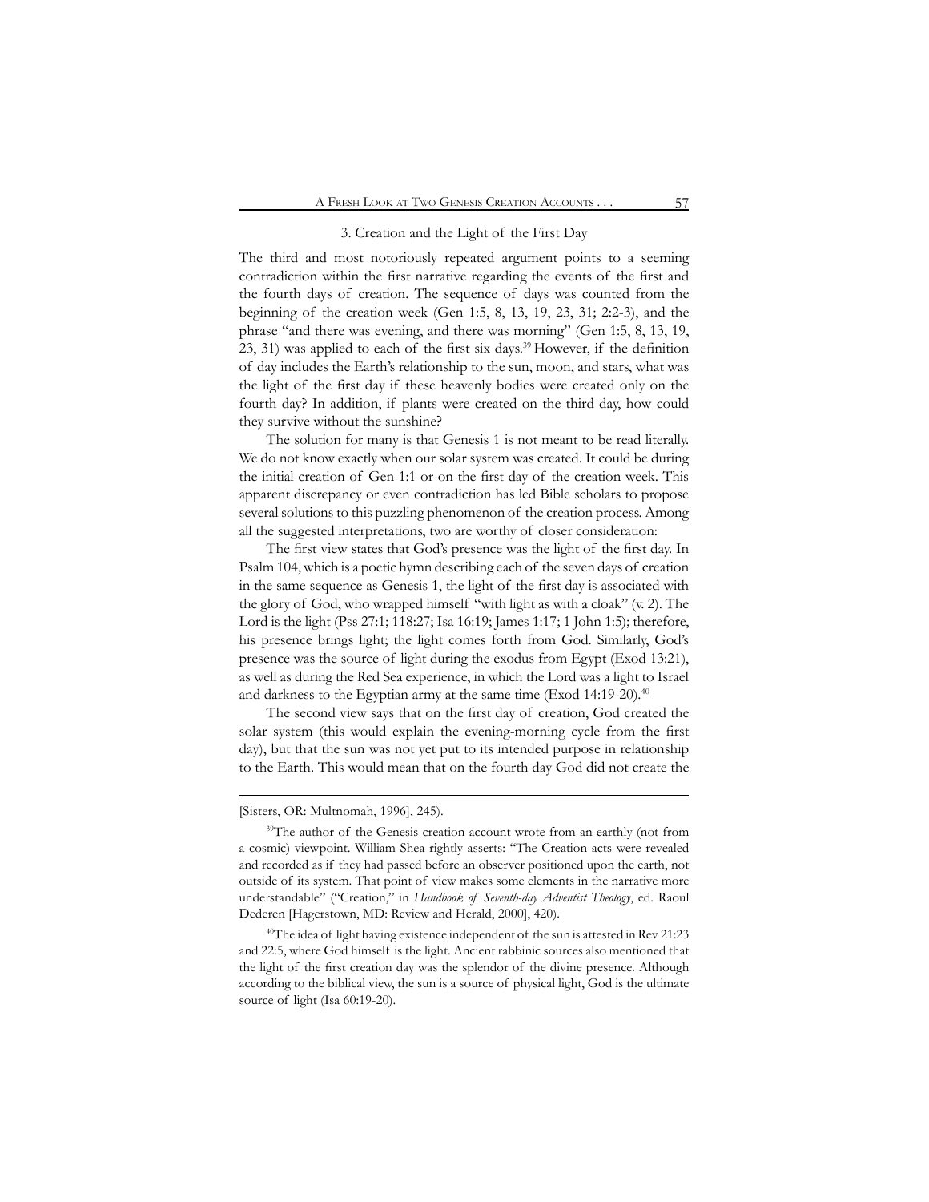### 3. Creation and the Light of the First Day

The third and most notoriously repeated argument points to a seeming contradiction within the first narrative regarding the events of the first and the fourth days of creation. The sequence of days was counted from the beginning of the creation week (Gen 1:5, 8, 13, 19, 23, 31; 2:2-3), and the phrase "and there was evening, and there was morning" (Gen 1:5, 8, 13, 19, 23, 31) was applied to each of the first six days.[39] However, if the definition of day includes the Earth's relationship to the sun, moon, and stars, what was the light of the first day if these heavenly bodies were created only on the fourth day? In addition, if plants were created on the third day, how could they survive without the sunshine?

The solution for many is that Genesis 1 is not meant to be read literally. We do not know exactly when our solar system was created. It could be during the initial creation of Gen 1:1 or on the first day of the creation week. This apparent discrepancy or even contradiction has led Bible scholars to propose several solutions to this puzzling phenomenon of the creation process. Among all the suggested interpretations, two are worthy of closer consideration:

The first view states that God's presence was the light of the first day. In Psalm 104, which is a poetic hymn describing each of the seven days of creation in the same sequence as Genesis 1, the light of the first day is associated with the glory of God, who wrapped himself "with light as with a cloak" (v. 2). The Lord is the light (Pss 27:1; 118:27; Isa 16:19; James 1:17; 1 John 1:5); therefore, his presence brings light; the light comes forth from God. Similarly, God's presence was the source of light during the exodus from Egypt (Exod 13:21), as well as during the Red Sea experience, in which the Lord was a light to Israel and darkness to the Egyptian army at the same time (Exod 14:19-20).[40]

The second view says that on the first day of creation, God created the solar system (this would explain the evening-morning cycle from the first day), but that the sun was not yet put to its intended purpose in relationship to the Earth. This would mean that on the fourth day God did not create the

---

[Sisters, OR: Multnomah, 1996], 245).

[39] The author of the Genesis creation account wrote from an earthly (not from a cosmic) viewpoint. William Shea rightly asserts: "The Creation acts were revealed and recorded as if they had passed before an observer positioned upon the earth, not outside of its system. That point of view makes some elements in the narrative more understandable" ("Creation," in *Handbook of Seventh-day Adventist Theology*, ed. Raoul Dederen [Hagerstown, MD: Review and Herald, 2000], 420).

[40] The idea of light having existence independent of the sun is attested in Rev 21:23 and 22:5, where God himself is the light. Ancient rabbinic sources also mentioned that the light of the first creation day was the splendor of the divine presence. Although according to the biblical view, the sun is a source of physical light, God is the ultimate source of light (Isa 60:19-20).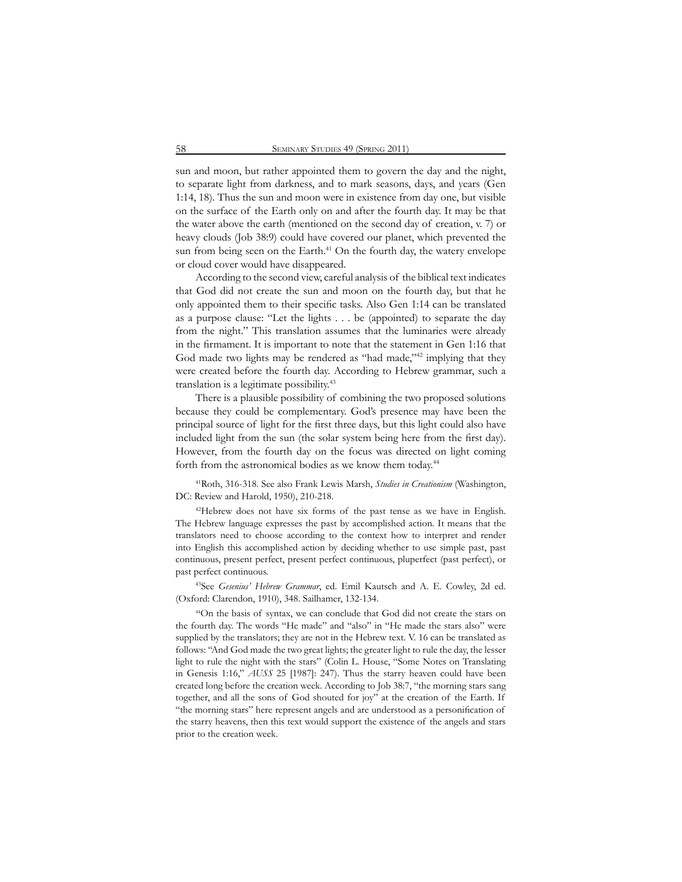sun and moon, but rather appointed them to govern the day and the night, to separate light from darkness, and to mark seasons, days, and years (Gen 1:14, 18). Thus the sun and moon were in existence from day one, but visible on the surface of the Earth only on and after the fourth day. It may be that the water above the earth (mentioned on the second day of creation, v. 7) or heavy clouds (Job 38:9) could have covered our planet, which prevented the sun from being seen on the Earth.[41] On the fourth day, the watery envelope or cloud cover would have disappeared.

According to the second view, careful analysis of the biblical text indicates that God did not create the sun and moon on the fourth day, but that he only appointed them to their specific tasks. Also Gen 1:14 can be translated as a purpose clause: "Let the lights . . . be (appointed) to separate the day from the night." This translation assumes that the luminaries were already in the firmament. It is important to note that the statement in Gen 1:16 that God made two lights may be rendered as "had made,"[42] implying that they were created before the fourth day. According to Hebrew grammar, such a translation is a legitimate possibility.[43]

There is a plausible possibility of combining the two proposed solutions because they could be complementary. God's presence may have been the principal source of light for the first three days, but this light could also have included light from the sun (the solar system being here from the first day). However, from the fourth day on the focus was directed on light coming forth from the astronomical bodies as we know them today.[44]

[41]Roth, 316-318. See also Frank Lewis Marsh, *Studies in Creationism* (Washington, DC: Review and Harold, 1950), 210-218.

[42]Hebrew does not have six forms of the past tense as we have in English. The Hebrew language expresses the past by accomplished action. It means that the translators need to choose according to the context how to interpret and render into English this accomplished action by deciding whether to use simple past, past continuous, present perfect, present perfect continuous, pluperfect (past perfect), or past perfect continuous.

[43]See *Gesenius' Hebrew Grammar*, ed. Emil Kautsch and A. E. Cowley, 2d ed. (Oxford: Clarendon, 1910), 348. Sailhamer, 132-134.

[44]On the basis of syntax, we can conclude that God did not create the stars on the fourth day. The words "He made" and "also" in "He made the stars also" were supplied by the translators; they are not in the Hebrew text. V. 16 can be translated as follows: "And God made the two great lights; the greater light to rule the day, the lesser light to rule the night with the stars" (Colin L. House, "Some Notes on Translating in Genesis 1:16," *AUSS* 25 [1987]: 247). Thus the starry heaven could have been created long before the creation week. According to Job 38:7, "the morning stars sang together, and all the sons of God shouted for joy" at the creation of the Earth. If "the morning stars" here represent angels and are understood as a personification of the starry heavens, then this text would support the existence of the angels and stars prior to the creation week.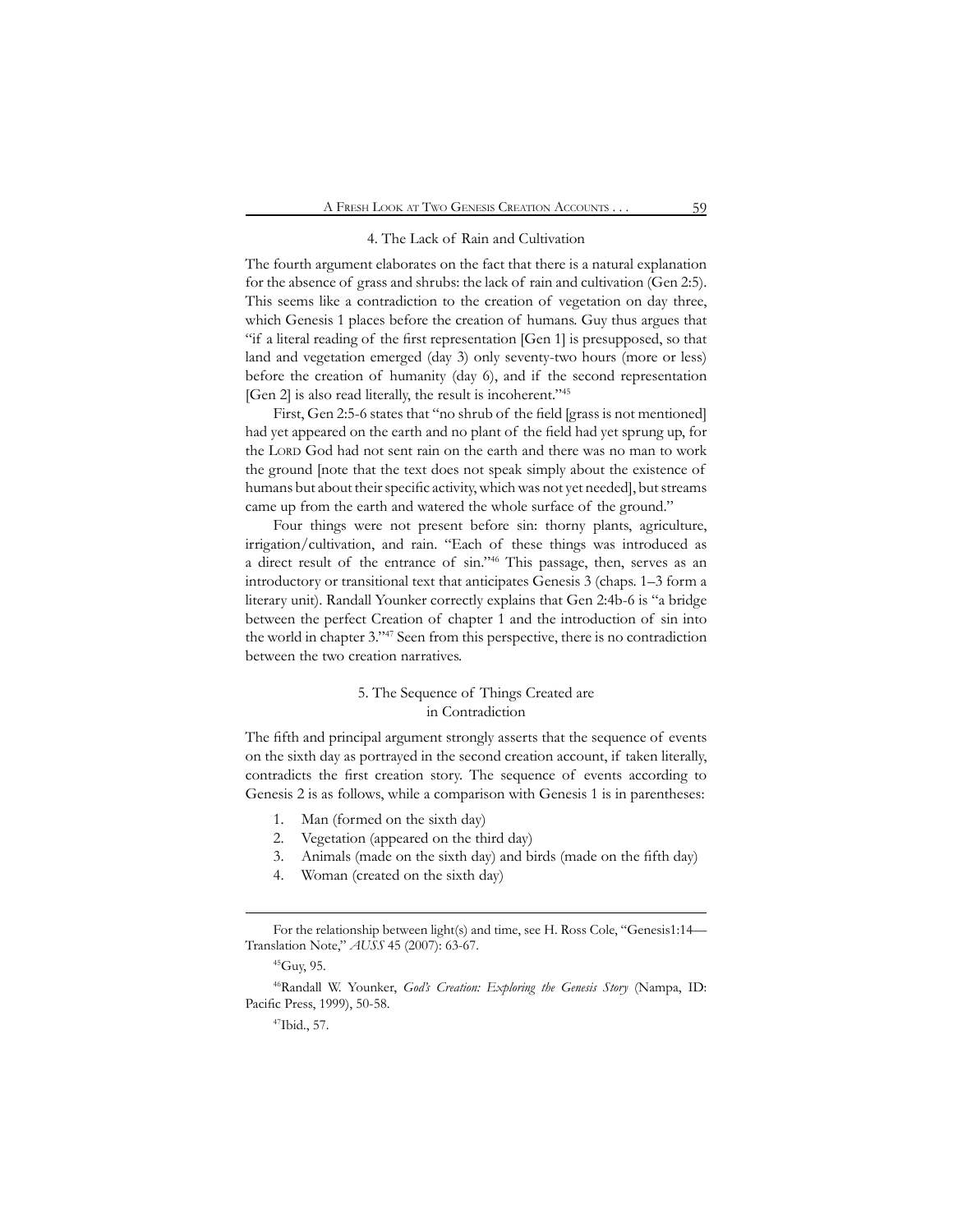### 4. The Lack of Rain and Cultivation

The fourth argument elaborates on the fact that there is a natural explanation for the absence of grass and shrubs: the lack of rain and cultivation (Gen 2:5). This seems like a contradiction to the creation of vegetation on day three, which Genesis 1 places before the creation of humans. Guy thus argues that "if a literal reading of the first representation [Gen 1] is presupposed, so that land and vegetation emerged (day 3) only seventy-two hours (more or less) before the creation of humanity (day 6), and if the second representation [Gen 2] is also read literally, the result is incoherent."[45]

First, Gen 2:5-6 states that "no shrub of the field [grass is not mentioned] had yet appeared on the earth and no plant of the field had yet sprung up, for the LORD God had not sent rain on the earth and there was no man to work the ground [note that the text does not speak simply about the existence of humans but about their specific activity, which was not yet needed], but streams came up from the earth and watered the whole surface of the ground."

Four things were not present before sin: thorny plants, agriculture, irrigation/cultivation, and rain. "Each of these things was introduced as a direct result of the entrance of sin."[46] This passage, then, serves as an introductory or transitional text that anticipates Genesis 3 (chaps. 1–3 form a literary unit). Randall Younker correctly explains that Gen 2:4b-6 is "a bridge between the perfect Creation of chapter 1 and the introduction of sin into the world in chapter 3."[47] Seen from this perspective, there is no contradiction between the two creation narratives.

### 5. The Sequence of Things Created are in Contradiction

The fifth and principal argument strongly asserts that the sequence of events on the sixth day as portrayed in the second creation account, if taken literally, contradicts the first creation story. The sequence of events according to Genesis 2 is as follows, while a comparison with Genesis 1 is in parentheses:

1. Man (formed on the sixth day)
2. Vegetation (appeared on the third day)
3. Animals (made on the sixth day) and birds (made on the fifth day)
4. Woman (created on the sixth day)

---

For the relationship between light(s) and time, see H. Ross Cole, "Genesis1:14—Translation Note," *AUSS* 45 (2007): 63-67.

[45]Guy, 95.

[46]Randall W. Younker, *God's Creation: Exploring the Genesis Story* (Nampa, ID: Pacific Press, 1999), 50-58.

[47]Ibid., 57.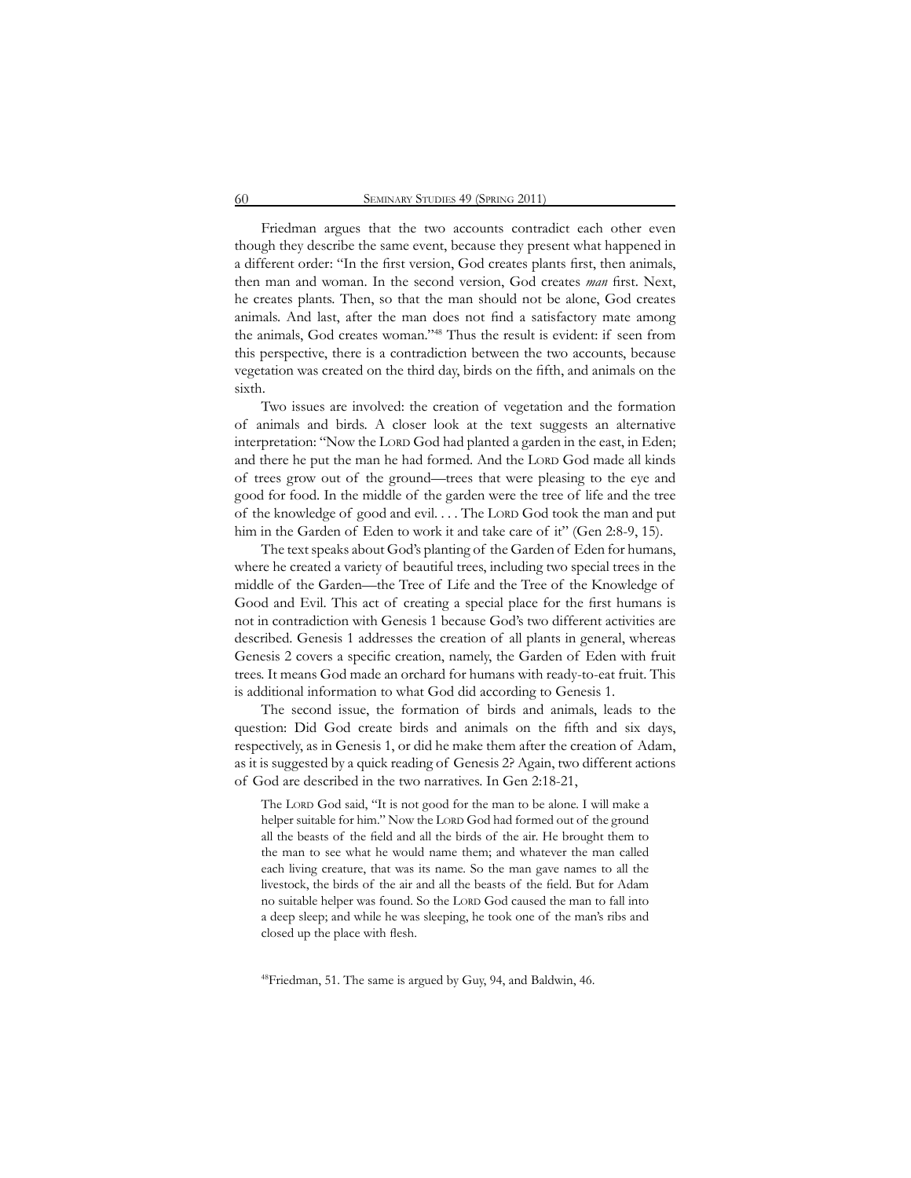Friedman argues that the two accounts contradict each other even though they describe the same event, because they present what happened in a different order: "In the first version, God creates plants first, then animals, then man and woman. In the second version, God creates *man* first. Next, he creates plants. Then, so that the man should not be alone, God creates animals. And last, after the man does not find a satisfactory mate among the animals, God creates woman."[48] Thus the result is evident: if seen from this perspective, there is a contradiction between the two accounts, because vegetation was created on the third day, birds on the fifth, and animals on the sixth.

Two issues are involved: the creation of vegetation and the formation of animals and birds. A closer look at the text suggests an alternative interpretation: "Now the LORD God had planted a garden in the east, in Eden; and there he put the man he had formed. And the LORD God made all kinds of trees grow out of the ground—trees that were pleasing to the eye and good for food. In the middle of the garden were the tree of life and the tree of the knowledge of good and evil. . . . The LORD God took the man and put him in the Garden of Eden to work it and take care of it" (Gen 2:8-9, 15).

The text speaks about God's planting of the Garden of Eden for humans, where he created a variety of beautiful trees, including two special trees in the middle of the Garden—the Tree of Life and the Tree of the Knowledge of Good and Evil. This act of creating a special place for the first humans is not in contradiction with Genesis 1 because God's two different activities are described. Genesis 1 addresses the creation of all plants in general, whereas Genesis 2 covers a specific creation, namely, the Garden of Eden with fruit trees. It means God made an orchard for humans with ready-to-eat fruit. This is additional information to what God did according to Genesis 1.

The second issue, the formation of birds and animals, leads to the question: Did God create birds and animals on the fifth and six days, respectively, as in Genesis 1, or did he make them after the creation of Adam, as it is suggested by a quick reading of Genesis 2? Again, two different actions of God are described in the two narratives. In Gen 2:18-21,

> The LORD God said, "It is not good for the man to be alone. I will make a helper suitable for him." Now the LORD God had formed out of the ground all the beasts of the field and all the birds of the air. He brought them to the man to see what he would name them; and whatever the man called each living creature, that was its name. So the man gave names to all the livestock, the birds of the air and all the beasts of the field. But for Adam no suitable helper was found. So the LORD God caused the man to fall into a deep sleep; and while he was sleeping, he took one of the man's ribs and closed up the place with flesh.

[48]Friedman, 51. The same is argued by Guy, 94, and Baldwin, 46.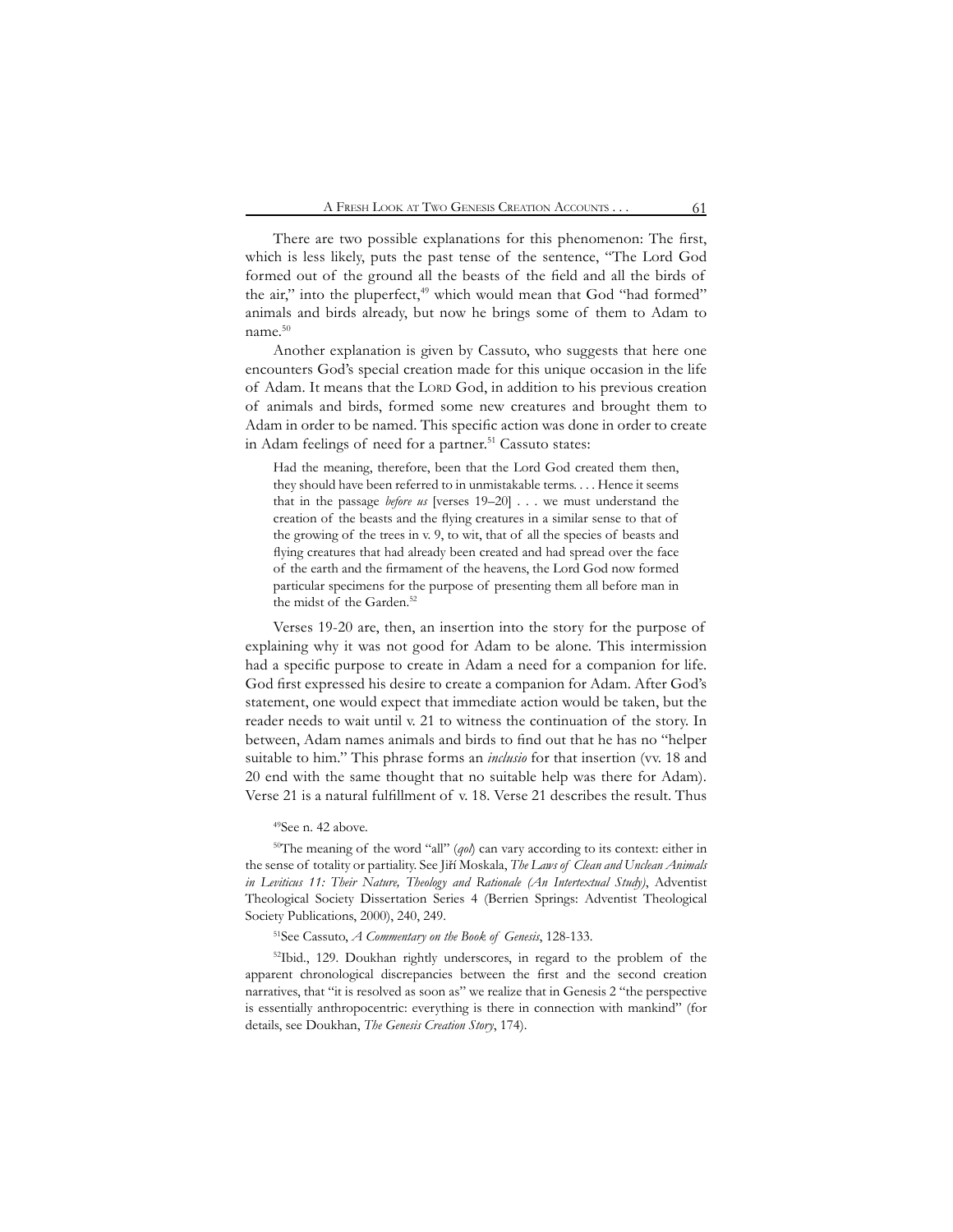There are two possible explanations for this phenomenon: The first, which is less likely, puts the past tense of the sentence, "The Lord God formed out of the ground all the beasts of the field and all the birds of the air,"[49] into the pluperfect, which would mean that God "had formed" animals and birds already, but now he brings some of them to Adam to name.[50]

Another explanation is given by Cassuto, who suggests that here one encounters God's special creation made for this unique occasion in the life of Adam. It means that the LORD God, in addition to his previous creation of animals and birds, formed some new creatures and brought them to Adam in order to be named. This specific action was done in order to create in Adam feelings of need for a partner.[51] Cassuto states:

> Had the meaning, therefore, been that the Lord God created them then, they should have been referred to in unmistakable terms. . . . Hence it seems that in the passage *before us* [verses 19–20] . . . we must understand the creation of the beasts and the flying creatures in a similar sense to that of the growing of the trees in v. 9, to wit, that of all the species of beasts and flying creatures that had already been created and had spread over the face of the earth and the firmament of the heavens, the Lord God now formed particular specimens for the purpose of presenting them all before man in the midst of the Garden.[52]

Verses 19-20 are, then, an insertion into the story for the purpose of explaining why it was not good for Adam to be alone. This intermission had a specific purpose to create in Adam a need for a companion for life. God first expressed his desire to create a companion for Adam. After God's statement, one would expect that immediate action would be taken, but the reader needs to wait until v. 21 to witness the continuation of the story. In between, Adam names animals and birds to find out that he has no "helper suitable to him." This phrase forms an *inclusio* for that insertion (vv. 18 and 20 end with the same thought that no suitable help was there for Adam). Verse 21 is a natural fulfillment of v. 18. Verse 21 describes the result. Thus

---

[49]See n. 42 above.

[50]The meaning of the word "all" (*qol*) can vary according to its context: either in the sense of totality or partiality. See Jiří Moskala, *The Laws of Clean and Unclean Animals in Leviticus 11: Their Nature, Theology and Rationale (An Intertextual Study)*, Adventist Theological Society Dissertation Series 4 (Berrien Springs: Adventist Theological Society Publications, 2000), 240, 249.

[51]See Cassuto, *A Commentary on the Book of Genesis*, 128-133.

[52]Ibid., 129. Doukhan rightly underscores, in regard to the problem of the apparent chronological discrepancies between the first and the second creation narratives, that "it is resolved as soon as" we realize that in Genesis 2 "the perspective is essentially anthropocentric: everything is there in connection with mankind" (for details, see Doukhan, *The Genesis Creation Story*, 174).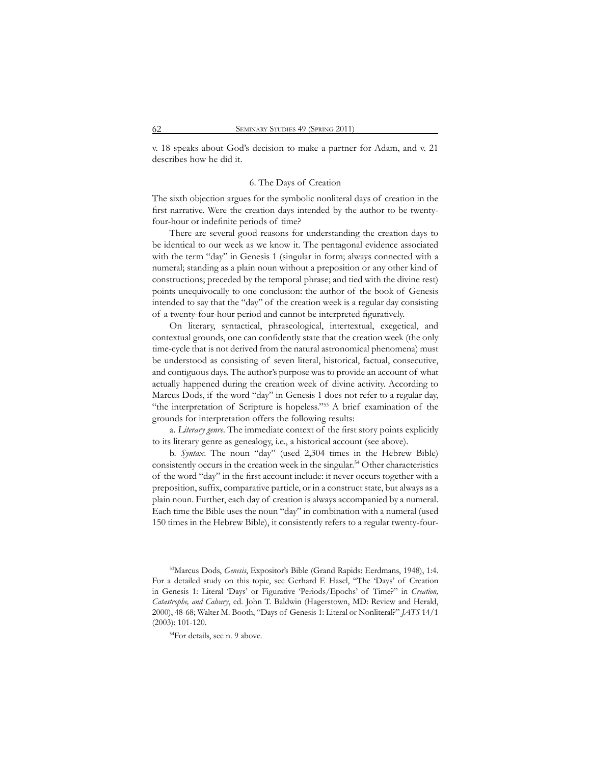v. 18 speaks about God's decision to make a partner for Adam, and v. 21 describes how he did it.

### 6. The Days of Creation

The sixth objection argues for the symbolic nonliteral days of creation in the first narrative. Were the creation days intended by the author to be twenty-four-hour or indefinite periods of time?

There are several good reasons for understanding the creation days to be identical to our week as we know it. The pentagonal evidence associated with the term "day" in Genesis 1 (singular in form; always connected with a numeral; standing as a plain noun without a preposition or any other kind of constructions; preceded by the temporal phrase; and tied with the divine rest) points unequivocally to one conclusion: the author of the book of Genesis intended to say that the "day" of the creation week is a regular day consisting of a twenty-four-hour period and cannot be interpreted figuratively.

On literary, syntactical, phraseological, intertextual, exegetical, and contextual grounds, one can confidently state that the creation week (the only time-cycle that is not derived from the natural astronomical phenomena) must be understood as consisting of seven literal, historical, factual, consecutive, and contiguous days. The author's purpose was to provide an account of what actually happened during the creation week of divine activity. According to Marcus Dods, if the word "day" in Genesis 1 does not refer to a regular day, "the interpretation of Scripture is hopeless."[53] A brief examination of the grounds for interpretation offers the following results:

a. *Literary genre*. The immediate context of the first story points explicitly to its literary genre as genealogy, i.e., a historical account (see above).

b. *Syntax*. The noun "day" (used 2,304 times in the Hebrew Bible) consistently occurs in the creation week in the singular.[54] Other characteristics of the word "day" in the first account include: it never occurs together with a preposition, suffix, comparative particle, or in a construct state, but always as a plain noun. Further, each day of creation is always accompanied by a numeral. Each time the Bible uses the noun "day" in combination with a numeral (used 150 times in the Hebrew Bible), it consistently refers to a regular twenty-four-

---

[53]Marcus Dods, *Genesis*, Expositor's Bible (Grand Rapids: Eerdmans, 1948), 1:4. For a detailed study on this topic, see Gerhard F. Hasel, "The 'Days' of Creation in Genesis 1: Literal 'Days' or Figurative 'Periods/Epochs' of Time?" in *Creation, Catastrophe, and Calvary*, ed. John T. Baldwin (Hagerstown, MD: Review and Herald, 2000), 48-68; Walter M. Booth, "Days of Genesis 1: Literal or Nonliteral?" *JATS* 14/1 (2003): 101-120.

[54]For details, see n. 9 above.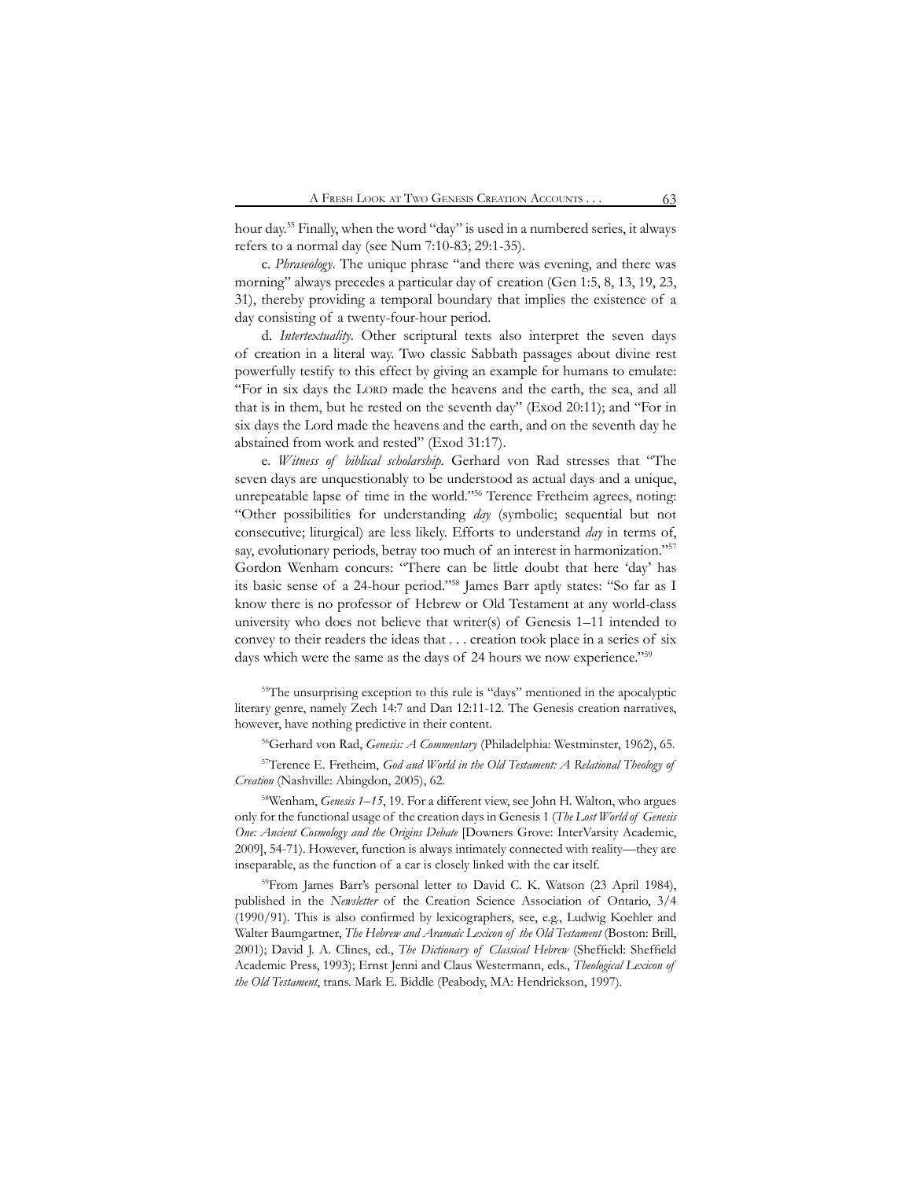hour day.[55] Finally, when the word "day" is used in a numbered series, it always refers to a normal day (see Num 7:10-83; 29:1-35).

c. *Phraseology*. The unique phrase "and there was evening, and there was morning" always precedes a particular day of creation (Gen 1:5, 8, 13, 19, 23, 31), thereby providing a temporal boundary that implies the existence of a day consisting of a twenty-four-hour period.

d. *Intertextuality*. Other scriptural texts also interpret the seven days of creation in a literal way. Two classic Sabbath passages about divine rest powerfully testify to this effect by giving an example for humans to emulate: "For in six days the LORD made the heavens and the earth, the sea, and all that is in them, but he rested on the seventh day" (Exod 20:11); and "For in six days the Lord made the heavens and the earth, and on the seventh day he abstained from work and rested" (Exod 31:17).

e. *Witness of biblical scholarship*. Gerhard von Rad stresses that "The seven days are unquestionably to be understood as actual days and a unique, unrepeatable lapse of time in the world."[56] Terence Fretheim agrees, noting: "Other possibilities for understanding *day* (symbolic; sequential but not consecutive; liturgical) are less likely. Efforts to understand *day* in terms of, say, evolutionary periods, betray too much of an interest in harmonization."[57] Gordon Wenham concurs: "There can be little doubt that here 'day' has its basic sense of a 24-hour period."[58] James Barr aptly states: "So far as I know there is no professor of Hebrew or Old Testament at any world-class university who does not believe that writer(s) of Genesis 1–11 intended to convey to their readers the ideas that . . . creation took place in a series of six days which were the same as the days of 24 hours we now experience."[59]

---

[55]The unsurprising exception to this rule is "days" mentioned in the apocalyptic literary genre, namely Zech 14:7 and Dan 12:11-12. The Genesis creation narratives, however, have nothing predictive in their content.

[56]Gerhard von Rad, *Genesis: A Commentary* (Philadelphia: Westminster, 1962), 65.

[57]Terence E. Fretheim, *God and World in the Old Testament: A Relational Theology of Creation* (Nashville: Abingdon, 2005), 62.

[58]Wenham, *Genesis 1–15*, 19. For a different view, see John H. Walton, who argues only for the functional usage of the creation days in Genesis 1 (*The Lost World of Genesis One: Ancient Cosmology and the Origins Debate* [Downers Grove: InterVarsity Academic, 2009], 54-71). However, function is always intimately connected with reality—they are inseparable, as the function of a car is closely linked with the car itself.

[59]From James Barr's personal letter to David C. K. Watson (23 April 1984), published in the *Newsletter* of the Creation Science Association of Ontario, 3/4 (1990/91). This is also confirmed by lexicographers, see, e.g., Ludwig Koehler and Walter Baumgartner, *The Hebrew and Aramaic Lexicon of the Old Testament* (Boston: Brill, 2001); David J. A. Clines, ed., *The Dictionary of Classical Hebrew* (Sheffield: Sheffield Academic Press, 1993); Ernst Jenni and Claus Westermann, eds., *Theological Lexicon of the Old Testament*, trans. Mark E. Biddle (Peabody, MA: Hendrickson, 1997).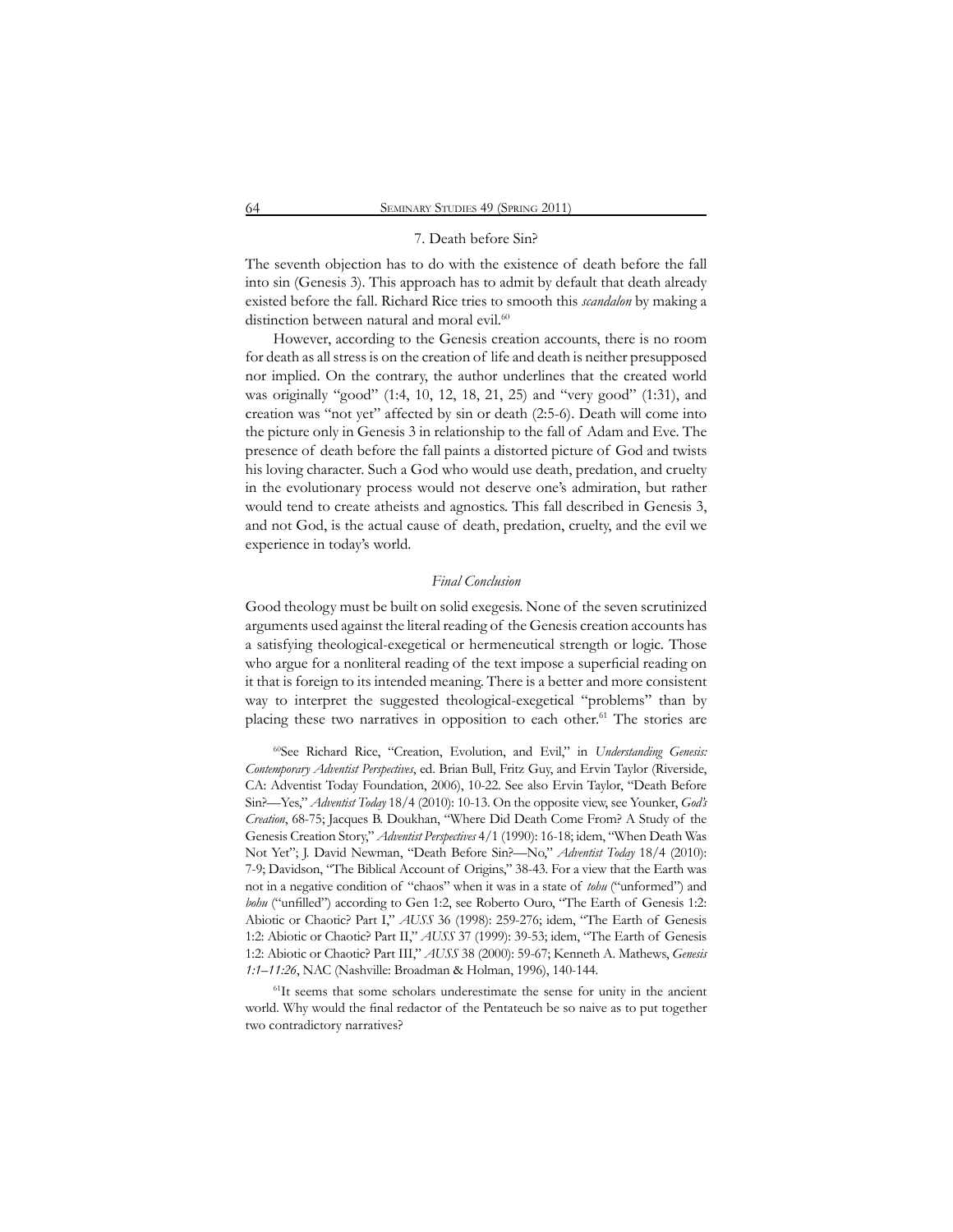### 7. Death before Sin?

The seventh objection has to do with the existence of death before the fall into sin (Genesis 3). This approach has to admit by default that death already existed before the fall. Richard Rice tries to smooth this *scandalon* by making a distinction between natural and moral evil.[60]

However, according to the Genesis creation accounts, there is no room for death as all stress is on the creation of life and death is neither presupposed nor implied. On the contrary, the author underlines that the created world was originally "good" (1:4, 10, 12, 18, 21, 25) and "very good" (1:31), and creation was "not yet" affected by sin or death (2:5-6). Death will come into the picture only in Genesis 3 in relationship to the fall of Adam and Eve. The presence of death before the fall paints a distorted picture of God and twists his loving character. Such a God who would use death, predation, and cruelty in the evolutionary process would not deserve one's admiration, but rather would tend to create atheists and agnostics. This fall described in Genesis 3, and not God, is the actual cause of death, predation, cruelty, and the evil we experience in today's world.

## *Final Conclusion*

Good theology must be built on solid exegesis. None of the seven scrutinized arguments used against the literal reading of the Genesis creation accounts has a satisfying theological-exegetical or hermeneutical strength or logic. Those who argue for a nonliteral reading of the text impose a superficial reading on it that is foreign to its intended meaning. There is a better and more consistent way to interpret the suggested theological-exegetical "problems" than by placing these two narratives in opposition to each other.[61] The stories are

[60]See Richard Rice, "Creation, Evolution, and Evil," in *Understanding Genesis: Contemporary Adventist Perspectives*, ed. Brian Bull, Fritz Guy, and Ervin Taylor (Riverside, CA: Adventist Today Foundation, 2006), 10-22. See also Ervin Taylor, "Death Before Sin?—Yes," *Adventist Today* 18/4 (2010): 10-13. On the opposite view, see Younker, *God's Creation*, 68-75; Jacques B. Doukhan, "Where Did Death Come From? A Study of the Genesis Creation Story," *Adventist Perspectives* 4/1 (1990): 16-18; idem, "When Death Was Not Yet"; J. David Newman, "Death Before Sin?—No," *Adventist Today* 18/4 (2010): 7-9; Davidson, "The Biblical Account of Origins," 38-43. For a view that the Earth was not in a negative condition of "chaos" when it was in a state of *tohu* ("unformed") and *bohu* ("unfilled") according to Gen 1:2, see Roberto Ouro, "The Earth of Genesis 1:2: Abiotic or Chaotic? Part I," *AUSS* 36 (1998): 259-276; idem, "The Earth of Genesis 1:2: Abiotic or Chaotic? Part II," *AUSS* 37 (1999): 39-53; idem, "The Earth of Genesis 1:2: Abiotic or Chaotic? Part III," *AUSS* 38 (2000): 59-67; Kenneth A. Mathews, *Genesis 1:1–11:26*, NAC (Nashville: Broadman & Holman, 1996), 140-144.

[61]It seems that some scholars underestimate the sense for unity in the ancient world. Why would the final redactor of the Pentateuch be so naive as to put together two contradictory narratives?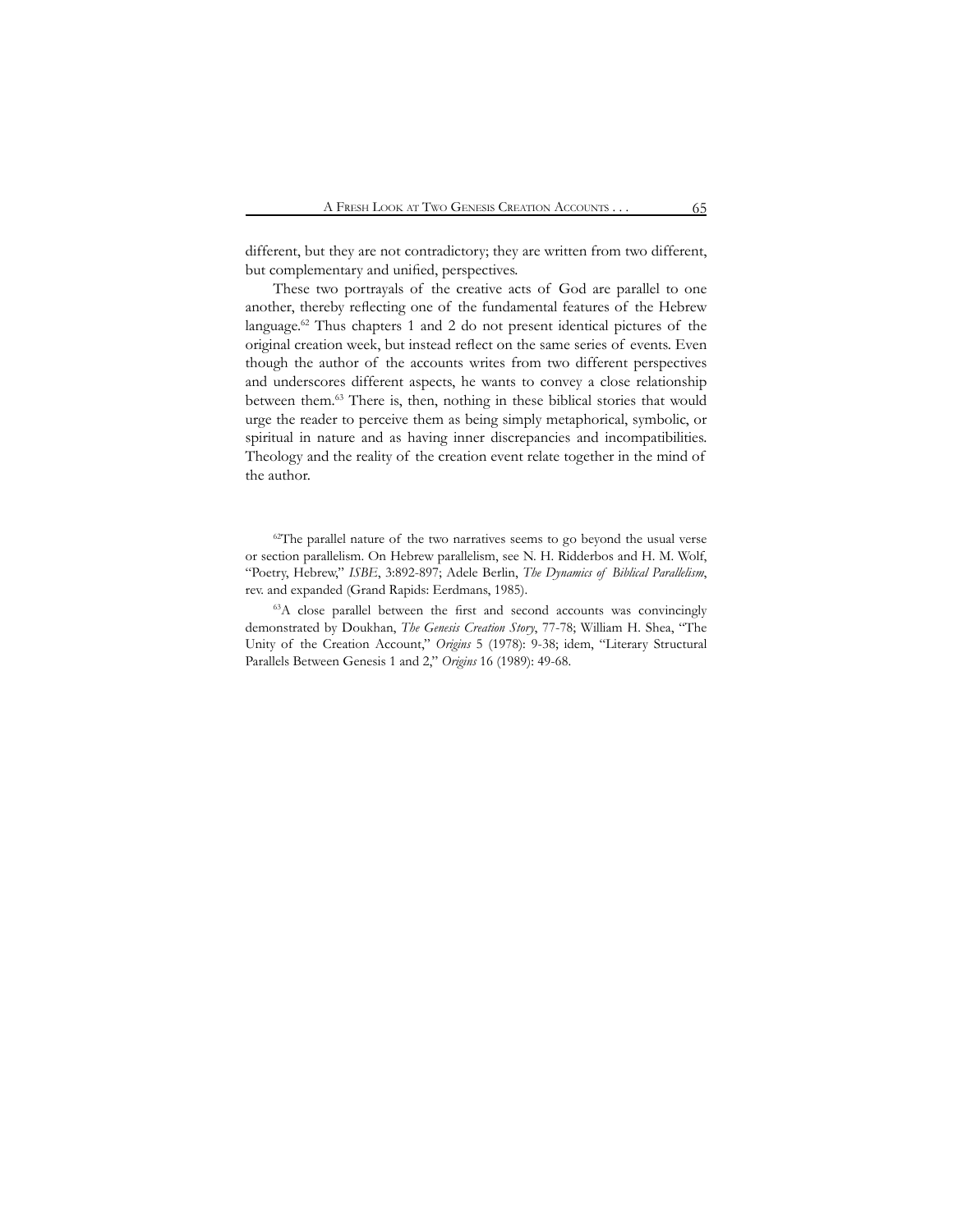different, but they are not contradictory; they are written from two different, but complementary and unified, perspectives.

These two portrayals of the creative acts of God are parallel to one another, thereby reflecting one of the fundamental features of the Hebrew language.[62] Thus chapters 1 and 2 do not present identical pictures of the original creation week, but instead reflect on the same series of events. Even though the author of the accounts writes from two different perspectives and underscores different aspects, he wants to convey a close relationship between them.[63] There is, then, nothing in these biblical stories that would urge the reader to perceive them as being simply metaphorical, symbolic, or spiritual in nature and as having inner discrepancies and incompatibilities. Theology and the reality of the creation event relate together in the mind of the author.

[62]The parallel nature of the two narratives seems to go beyond the usual verse or section parallelism. On Hebrew parallelism, see N. H. Ridderbos and H. M. Wolf, "Poetry, Hebrew," *ISBE*, 3:892-897; Adele Berlin, *The Dynamics of Biblical Parallelism*, rev. and expanded (Grand Rapids: Eerdmans, 1985).

[63]A close parallel between the first and second accounts was convincingly demonstrated by Doukhan, *The Genesis Creation Story*, 77-78; William H. Shea, "The Unity of the Creation Account," *Origins* 5 (1978): 9-38; idem, "Literary Structural Parallels Between Genesis 1 and 2," *Origins* 16 (1989): 49-68.